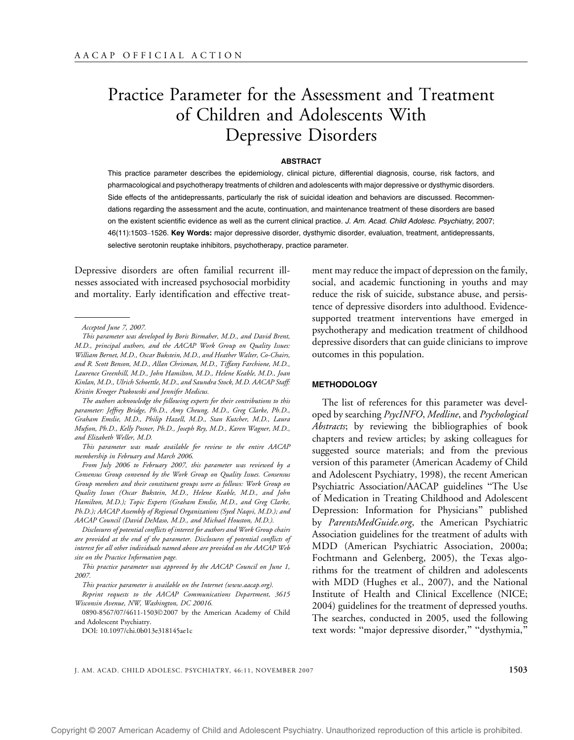AACAP OFFICIAL ACTION

# Practice Parameter for the Assessment and Treatment of Children and Adolescents With Depressive Disorders

## ABSTRACT

This practice parameter describes the epidemiology, clinical picture, differential diagnosis, course, risk factors, and pharmacological and psychotherapy treatments of children and adolescents with major depressive or dysthymic disorders. Side effects of the antidepressants, particularly the risk of suicidal ideation and behaviors are discussed. Recommendations regarding the assessment and the acute, continuation, and maintenance treatment of these disorders are based on the existent scientific evidence as well as the current clinical practice. *J. Am. Acad. Child Adolesc. Psychiatry,* 2007; 46(11):1503–1526. **Key Words:** major depressive disorder, dysthymic disorder, evaluation, treatment, antidepressants, selective serotonin reuptake inhibitors, psychotherapy, practice parameter.

Depressive disorders are often familial recurrent illnesses associated with increased psychosocial morbidity and mortality. Early identification and effective treatment may reduce the impact of depression on the family, social, and academic functioning in youths and may reduce the risk of suicide, substance abuse, and persistence of depressive disorders into adulthood. Evidence-supported treatment interventions have emerged in psychotherapy and medication treatment of childhood depressive disorders that can guide clinicians to improve outcomes in this population.

## METHODOLOGY

The list of references for this parameter was developed by searching *PsycINFO*, *Medline*, and *Psychological Abstracts*; by reviewing the bibliographies of book chapters and review articles; by asking colleagues for suggested source materials; and from the previous version of this parameter (American Academy of Child and Adolescent Psychiatry, 1998), the recent American Psychiatric Association/AACAP guidelines "The Use of Medication in Treating Childhood and Adolescent Depression: Information for Physicians" published by *ParentsMedGuide.org*, the American Psychiatric Association guidelines for the treatment of adults with MDD (American Psychiatric Association, 2000a; Fochtmann and Gelenberg, 2005), the Texas algorithms for the treatment of children and adolescents with MDD (Hughes et al., 2007), and the National Institute of Health and Clinical Excellence (NICE; 2004) guidelines for the treatment of depressed youths. The searches, conducted in 2005, used the following text words: "major depressive disorder," "dysthymia,"

---

*Accepted June 7, 2007.*

*This parameter was developed by Boris Birmaher, M.D., and David Brent, M.D., principal authors, and the AACAP Work Group on Quality Issues: William Bernet, M.D., Oscar Bukstein, M.D., and Heather Walter, Co-Chairs, and R. Scott Benson, M.D., Allan Chrisman, M.D., Tiffany Farchione, M.D., Laurence Greenhill, M.D., John Hamilton, M.D., Helene Keable, M.D., Joan Kinlan, M.D., Ulrich Schoettle, M.D., and Saundra Stock, M.D. AACAP Staff: Kristin Kroeger Ptakowski and Jennifer Medicus.*

*The authors acknowledge the following experts for their contributions to this parameter: Jeffrey Bridge, Ph.D., Amy Cheung, M.D., Greg Clarke, Ph.D., Graham Emslie, M.D., Philip Hazell, M.D., Stan Kutcher, M.D., Laura Mufson, Ph.D., Kelly Posner, Ph.D., Joseph Rey, M.D., Karen Wagner, M.D., and Elizabeth Weller, M.D.*

*This parameter was made available for review to the entire AACAP membership in February and March 2006.*

*From July 2006 to February 2007, this parameter was reviewed by a Consensus Group convened by the Work Group on Quality Issues. Consensus Group members and their constituent groups were as follows: Work Group on Quality Issues (Oscar Bukstein, M.D., Helene Keable, M.D., and John Hamilton, M.D.); Topic Experts (Graham Emslie, M.D., and Greg Clarke, Ph.D.); AACAP Assembly of Regional Organizations (Syed Naqvi, M.D.); and AACAP Council (David DeMaso, M.D., and Michael Houston, M.D.).*

*Disclosures of potential conflicts of interest for authors and Work Group chairs are provided at the end of the parameter. Disclosures of potential conflicts of interest for all other individuals named above are provided on the AACAP Web site on the Practice Information page.*

*This practice parameter was approved by the AACAP Council on June 1, 2007.*

*This practice parameter is available on the Internet (www.aacap.org).*

*Reprint requests to the AACAP Communications Department, 3615 Wisconsin Avenue, NW, Washington, DC 20016.*

0890-8567/07/4611-1503©2007 by the American Academy of Child and Adolescent Psychiatry.

DOI: 10.1097/chi.0b013e318145ae1c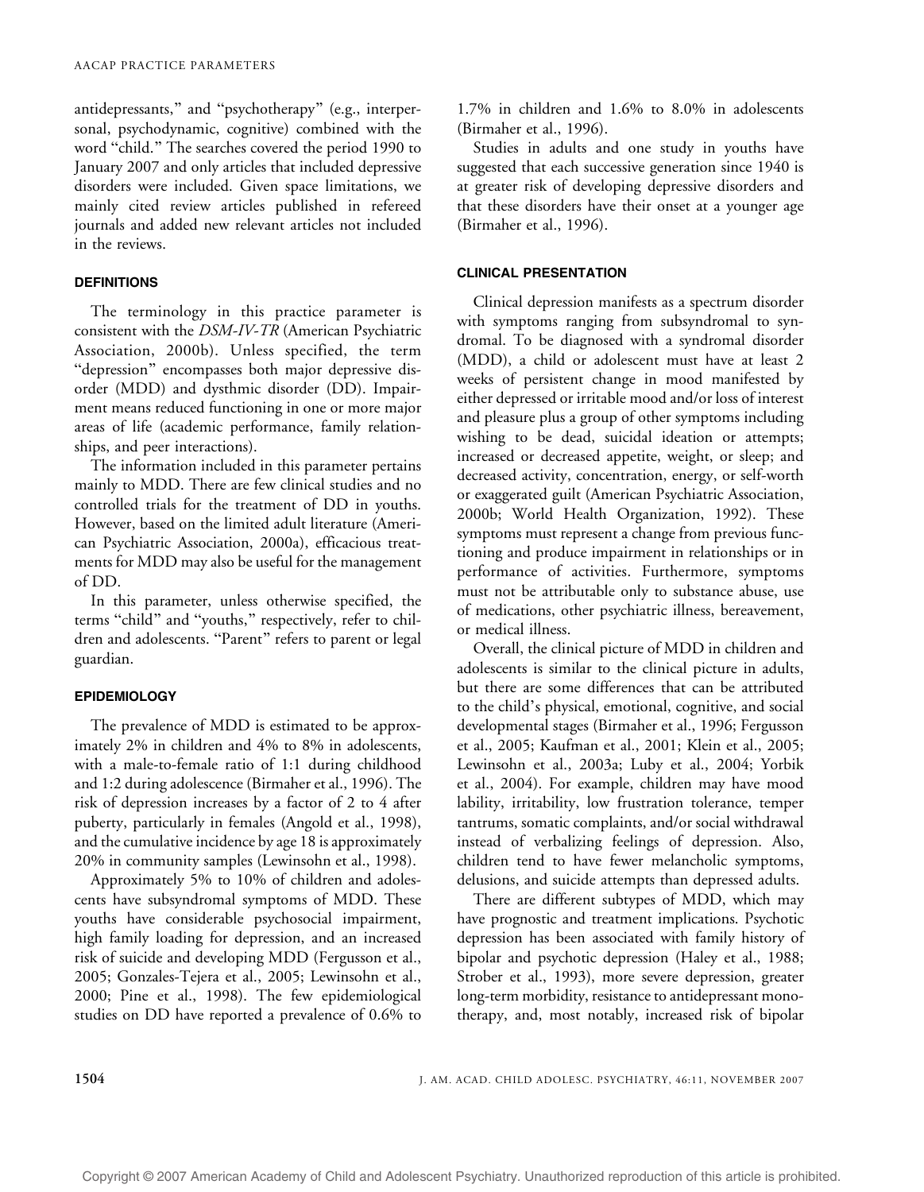antidepressants," and "psychotherapy" (e.g., interpersonal, psychodynamic, cognitive) combined with the word "child." The searches covered the period 1990 to January 2007 and only articles that included depressive disorders were included. Given space limitations, we mainly cited review articles published in refereed journals and added new relevant articles not included in the reviews.

## DEFINITIONS

The terminology in this practice parameter is consistent with the *DSM-IV-TR* (American Psychiatric Association, 2000b). Unless specified, the term "depression" encompasses both major depressive disorder (MDD) and dysthmic disorder (DD). Impairment means reduced functioning in one or more major areas of life (academic performance, family relationships, and peer interactions).

The information included in this parameter pertains mainly to MDD. There are few clinical studies and no controlled trials for the treatment of DD in youths. However, based on the limited adult literature (American Psychiatric Association, 2000a), efficacious treatments for MDD may also be useful for the management of DD.

In this parameter, unless otherwise specified, the terms "child" and "youths," respectively, refer to children and adolescents. "Parent" refers to parent or legal guardian.

## EPIDEMIOLOGY

The prevalence of MDD is estimated to be approximately 2% in children and 4% to 8% in adolescents, with a male-to-female ratio of 1:1 during childhood and 1:2 during adolescence (Birmaher et al., 1996). The risk of depression increases by a factor of 2 to 4 after puberty, particularly in females (Angold et al., 1998), and the cumulative incidence by age 18 is approximately 20% in community samples (Lewinsohn et al., 1998).

Approximately 5% to 10% of children and adolescents have subsyndromal symptoms of MDD. These youths have considerable psychosocial impairment, high family loading for depression, and an increased risk of suicide and developing MDD (Fergusson et al., 2005; Gonzales-Tejera et al., 2005; Lewinsohn et al., 2000; Pine et al., 1998). The few epidemiological studies on DD have reported a prevalence of 0.6% to 1.7% in children and 1.6% to 8.0% in adolescents (Birmaher et al., 1996).

Studies in adults and one study in youths have suggested that each successive generation since 1940 is at greater risk of developing depressive disorders and that these disorders have their onset at a younger age (Birmaher et al., 1996).

## CLINICAL PRESENTATION

Clinical depression manifests as a spectrum disorder with symptoms ranging from subsyndromal to syndromal. To be diagnosed with a syndromal disorder (MDD), a child or adolescent must have at least 2 weeks of persistent change in mood manifested by either depressed or irritable mood and/or loss of interest and pleasure plus a group of other symptoms including wishing to be dead, suicidal ideation or attempts; increased or decreased appetite, weight, or sleep; and decreased activity, concentration, energy, or self-worth or exaggerated guilt (American Psychiatric Association, 2000b; World Health Organization, 1992). These symptoms must represent a change from previous functioning and produce impairment in relationships or in performance of activities. Furthermore, symptoms must not be attributable only to substance abuse, use of medications, other psychiatric illness, bereavement, or medical illness.

Overall, the clinical picture of MDD in children and adolescents is similar to the clinical picture in adults, but there are some differences that can be attributed to the child's physical, emotional, cognitive, and social developmental stages (Birmaher et al., 1996; Fergusson et al., 2005; Kaufman et al., 2001; Klein et al., 2005; Lewinsohn et al., 2003a; Luby et al., 2004; Yorbik et al., 2004). For example, children may have mood lability, irritability, low frustration tolerance, temper tantrums, somatic complaints, and/or social withdrawal instead of verbalizing feelings of depression. Also, children tend to have fewer melancholic symptoms, delusions, and suicide attempts than depressed adults.

There are different subtypes of MDD, which may have prognostic and treatment implications. Psychotic depression has been associated with family history of bipolar and psychotic depression (Haley et al., 1988; Strober et al., 1993), more severe depression, greater long-term morbidity, resistance to antidepressant monotherapy, and, most notably, increased risk of bipolar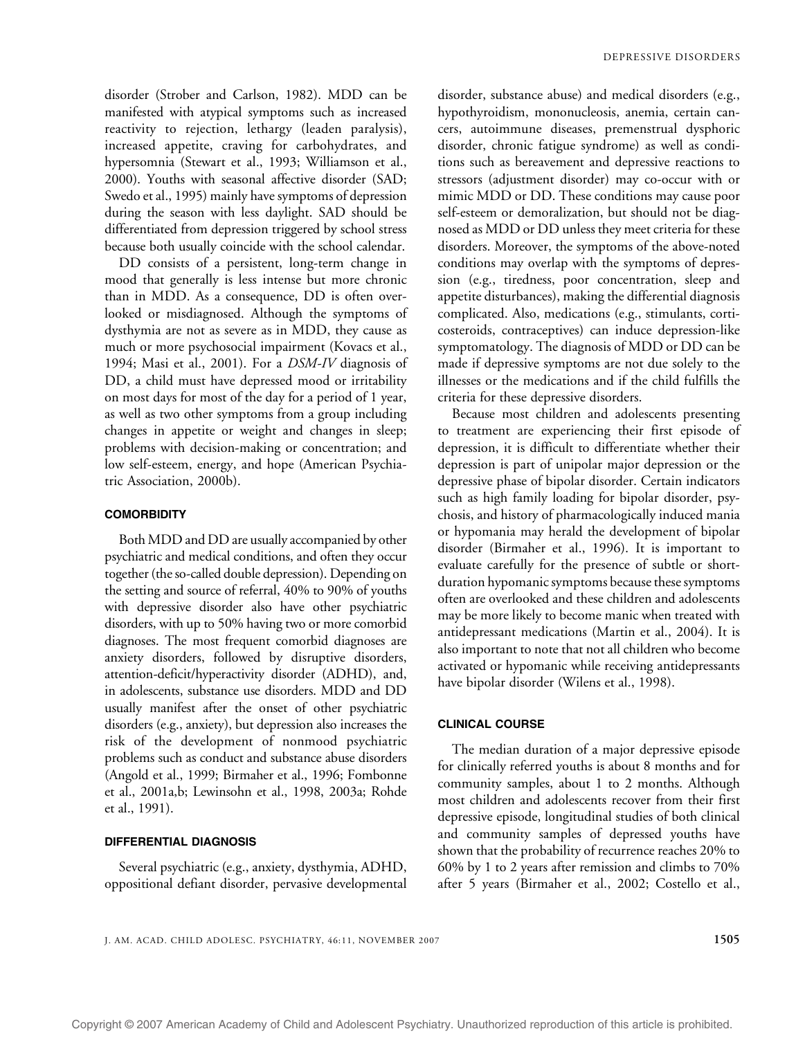disorder (Strober and Carlson, 1982). MDD can be manifested with atypical symptoms such as increased reactivity to rejection, lethargy (leaden paralysis), increased appetite, craving for carbohydrates, and hypersomnia (Stewart et al., 1993; Williamson et al., 2000). Youths with seasonal affective disorder (SAD; Swedo et al., 1995) mainly have symptoms of depression during the season with less daylight. SAD should be differentiated from depression triggered by school stress because both usually coincide with the school calendar.

DD consists of a persistent, long-term change in mood that generally is less intense but more chronic than in MDD. As a consequence, DD is often overlooked or misdiagnosed. Although the symptoms of dysthymia are not as severe as in MDD, they cause as much or more psychosocial impairment (Kovacs et al., 1994; Masi et al., 2001). For a *DSM-IV* diagnosis of DD, a child must have depressed mood or irritability on most days for most of the day for a period of 1 year, as well as two other symptoms from a group including changes in appetite or weight and changes in sleep; problems with decision-making or concentration; and low self-esteem, energy, and hope (American Psychiatric Association, 2000b).

### COMORBIDITY

Both MDD and DD are usually accompanied by other psychiatric and medical conditions, and often they occur together (the so-called double depression). Depending on the setting and source of referral, 40% to 90% of youths with depressive disorder also have other psychiatric disorders, with up to 50% having two or more comorbid diagnoses. The most frequent comorbid diagnoses are anxiety disorders, followed by disruptive disorders, attention-deficit/hyperactivity disorder (ADHD), and, in adolescents, substance use disorders. MDD and DD usually manifest after the onset of other psychiatric disorders (e.g., anxiety), but depression also increases the risk of the development of nonmood psychiatric problems such as conduct and substance abuse disorders (Angold et al., 1999; Birmaher et al., 1996; Fombonne et al., 2001a,b; Lewinsohn et al., 1998, 2003a; Rohde et al., 1991).

### DIFFERENTIAL DIAGNOSIS

Several psychiatric (e.g., anxiety, dysthymia, ADHD, oppositional defiant disorder, pervasive developmental disorder, substance abuse) and medical disorders (e.g., hypothyroidism, mononucleosis, anemia, certain cancers, autoimmune diseases, premenstrual dysphoric disorder, chronic fatigue syndrome) as well as conditions such as bereavement and depressive reactions to stressors (adjustment disorder) may co-occur with or mimic MDD or DD. These conditions may cause poor self-esteem or demoralization, but should not be diagnosed as MDD or DD unless they meet criteria for these disorders. Moreover, the symptoms of the above-noted conditions may overlap with the symptoms of depression (e.g., tiredness, poor concentration, sleep and appetite disturbances), making the differential diagnosis complicated. Also, medications (e.g., stimulants, corticosteroids, contraceptives) can induce depression-like symptomatology. The diagnosis of MDD or DD can be made if depressive symptoms are not due solely to the illnesses or the medications and if the child fulfills the criteria for these depressive disorders.

Because most children and adolescents presenting to treatment are experiencing their first episode of depression, it is difficult to differentiate whether their depression is part of unipolar major depression or the depressive phase of bipolar disorder. Certain indicators such as high family loading for bipolar disorder, psychosis, and history of pharmacologically induced mania or hypomania may herald the development of bipolar disorder (Birmaher et al., 1996). It is important to evaluate carefully for the presence of subtle or short-duration hypomanic symptoms because these symptoms often are overlooked and these children and adolescents may be more likely to become manic when treated with antidepressant medications (Martin et al., 2004). It is also important to note that not all children who become activated or hypomanic while receiving antidepressants have bipolar disorder (Wilens et al., 1998).

### CLINICAL COURSE

The median duration of a major depressive episode for clinically referred youths is about 8 months and for community samples, about 1 to 2 months. Although most children and adolescents recover from their first depressive episode, longitudinal studies of both clinical and community samples of depressed youths have shown that the probability of recurrence reaches 20% to 60% by 1 to 2 years after remission and climbs to 70% after 5 years (Birmaher et al., 2002; Costello et al.,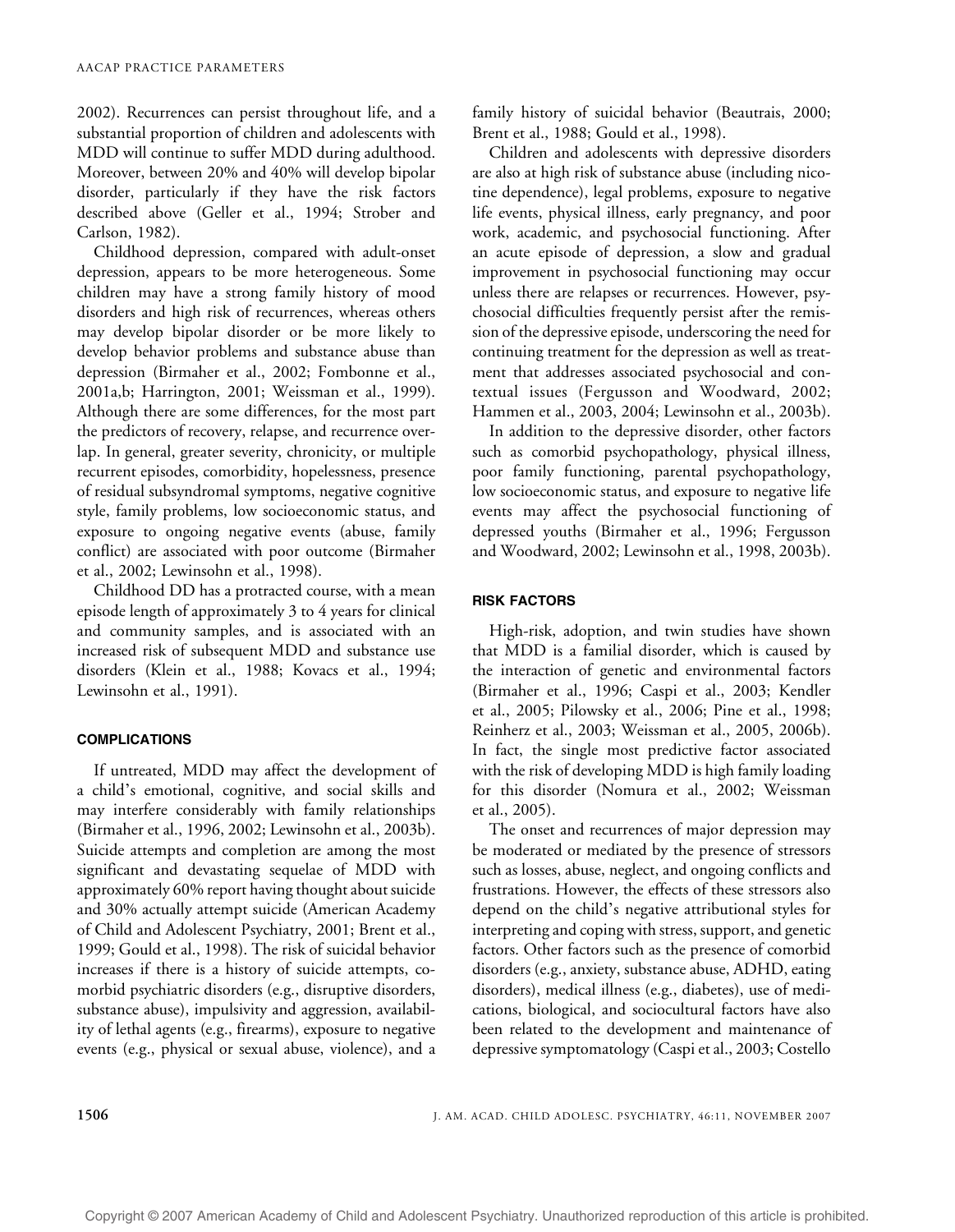2002). Recurrences can persist throughout life, and a substantial proportion of children and adolescents with MDD will continue to suffer MDD during adulthood. Moreover, between 20% and 40% will develop bipolar disorder, particularly if they have the risk factors described above (Geller et al., 1994; Strober and Carlson, 1982).

Childhood depression, compared with adult-onset depression, appears to be more heterogeneous. Some children may have a strong family history of mood disorders and high risk of recurrences, whereas others may develop bipolar disorder or be more likely to develop behavior problems and substance abuse than depression (Birmaher et al., 2002; Fombonne et al., 2001a,b; Harrington, 2001; Weissman et al., 1999). Although there are some differences, for the most part the predictors of recovery, relapse, and recurrence overlap. In general, greater severity, chronicity, or multiple recurrent episodes, comorbidity, hopelessness, presence of residual subsyndromal symptoms, negative cognitive style, family problems, low socioeconomic status, and exposure to ongoing negative events (abuse, family conflict) are associated with poor outcome (Birmaher et al., 2002; Lewinsohn et al., 1998).

Childhood DD has a protracted course, with a mean episode length of approximately 3 to 4 years for clinical and community samples, and is associated with an increased risk of subsequent MDD and substance use disorders (Klein et al., 1988; Kovacs et al., 1994; Lewinsohn et al., 1991).

## COMPLICATIONS

If untreated, MDD may affect the development of a child's emotional, cognitive, and social skills and may interfere considerably with family relationships (Birmaher et al., 1996, 2002; Lewinsohn et al., 2003b). Suicide attempts and completion are among the most significant and devastating sequelae of MDD with approximately 60% report having thought about suicide and 30% actually attempt suicide (American Academy of Child and Adolescent Psychiatry, 2001; Brent et al., 1999; Gould et al., 1998). The risk of suicidal behavior increases if there is a history of suicide attempts, comorbid psychiatric disorders (e.g., disruptive disorders, substance abuse), impulsivity and aggression, availability of lethal agents (e.g., firearms), exposure to negative events (e.g., physical or sexual abuse, violence), and a family history of suicidal behavior (Beautrais, 2000; Brent et al., 1988; Gould et al., 1998).

Children and adolescents with depressive disorders are also at high risk of substance abuse (including nicotine dependence), legal problems, exposure to negative life events, physical illness, early pregnancy, and poor work, academic, and psychosocial functioning. After an acute episode of depression, a slow and gradual improvement in psychosocial functioning may occur unless there are relapses or recurrences. However, psychosocial difficulties frequently persist after the remission of the depressive episode, underscoring the need for continuing treatment for the depression as well as treatment that addresses associated psychosocial and contextual issues (Fergusson and Woodward, 2002; Hammen et al., 2003, 2004; Lewinsohn et al., 2003b).

In addition to the depressive disorder, other factors such as comorbid psychopathology, physical illness, poor family functioning, parental psychopathology, low socioeconomic status, and exposure to negative life events may affect the psychosocial functioning of depressed youths (Birmaher et al., 1996; Fergusson and Woodward, 2002; Lewinsohn et al., 1998, 2003b).

## RISK FACTORS

High-risk, adoption, and twin studies have shown that MDD is a familial disorder, which is caused by the interaction of genetic and environmental factors (Birmaher et al., 1996; Caspi et al., 2003; Kendler et al., 2005; Pilowsky et al., 2006; Pine et al., 1998; Reinherz et al., 2003; Weissman et al., 2005, 2006b). In fact, the single most predictive factor associated with the risk of developing MDD is high family loading for this disorder (Nomura et al., 2002; Weissman et al., 2005).

The onset and recurrences of major depression may be moderated or mediated by the presence of stressors such as losses, abuse, neglect, and ongoing conflicts and frustrations. However, the effects of these stressors also depend on the child's negative attributional styles for interpreting and coping with stress, support, and genetic factors. Other factors such as the presence of comorbid disorders (e.g., anxiety, substance abuse, ADHD, eating disorders), medical illness (e.g., diabetes), use of medications, biological, and sociocultural factors have also been related to the development and maintenance of depressive symptomatology (Caspi et al., 2003; Costello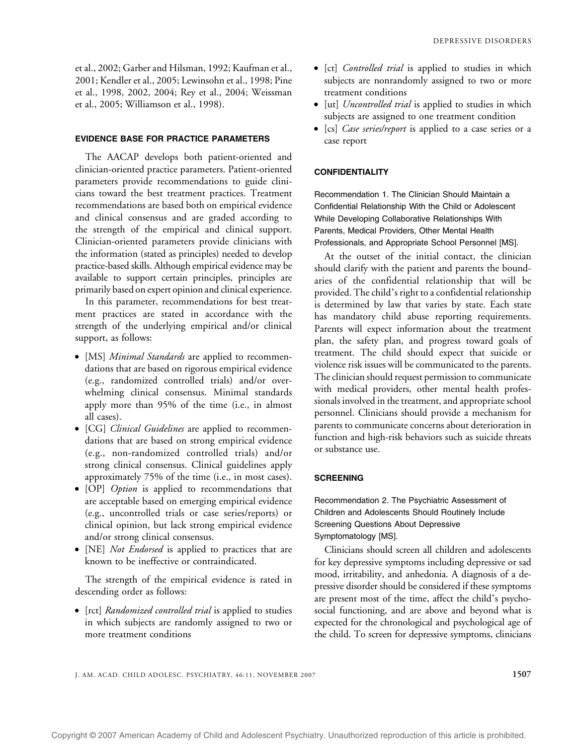et al., 2002; Garber and Hilsman, 1992; Kaufman et al., 2001; Kendler et al., 2005; Lewinsohn et al., 1998; Pine et al., 1998, 2002, 2004; Rey et al., 2004; Weissman et al., 2005; Williamson et al., 1998).

## EVIDENCE BASE FOR PRACTICE PARAMETERS

The AACAP develops both patient-oriented and clinician-oriented practice parameters. Patient-oriented parameters provide recommendations to guide clinicians toward the best treatment practices. Treatment recommendations are based both on empirical evidence and clinical consensus and are graded according to the strength of the empirical and clinical support. Clinician-oriented parameters provide clinicians with the information (stated as principles) needed to develop practice-based skills. Although empirical evidence may be available to support certain principles, principles are primarily based on expert opinion and clinical experience.

In this parameter, recommendations for best treatment practices are stated in accordance with the strength of the underlying empirical and/or clinical support, as follows:

- [MS] *Minimal Standards* are applied to recommendations that are based on rigorous empirical evidence (e.g., randomized controlled trials) and/or overwhelming clinical consensus. Minimal standards apply more than 95% of the time (i.e., in almost all cases).
- [CG] *Clinical Guidelines* are applied to recommendations that are based on strong empirical evidence (e.g., non-randomized controlled trials) and/or strong clinical consensus. Clinical guidelines apply approximately 75% of the time (i.e., in most cases).
- [OP] *Option* is applied to recommendations that are acceptable based on emerging empirical evidence (e.g., uncontrolled trials or case series/reports) or clinical opinion, but lack strong empirical evidence and/or strong clinical consensus.
- [NE] *Not Endorsed* is applied to practices that are known to be ineffective or contraindicated.

The strength of the empirical evidence is rated in descending order as follows:

- [rct] *Randomized controlled trial* is applied to studies in which subjects are randomly assigned to two or more treatment conditions
- [ct] *Controlled trial* is applied to studies in which subjects are nonrandomly assigned to two or more treatment conditions
- [ut] *Uncontrolled trial* is applied to studies in which subjects are assigned to one treatment condition
- [cs] *Case series/report* is applied to a case series or a case report

## CONFIDENTIALITY

### Recommendation 1. The Clinician Should Maintain a Confidential Relationship With the Child or Adolescent While Developing Collaborative Relationships With Parents, Medical Providers, Other Mental Health Professionals, and Appropriate School Personnel [MS].

At the outset of the initial contact, the clinician should clarify with the patient and parents the boundaries of the confidential relationship that will be provided. The child's right to a confidential relationship is determined by law that varies by state. Each state has mandatory child abuse reporting requirements. Parents will expect information about the treatment plan, the safety plan, and progress toward goals of treatment. The child should expect that suicide or violence risk issues will be communicated to the parents. The clinician should request permission to communicate with medical providers, other mental health professionals involved in the treatment, and appropriate school personnel. Clinicians should provide a mechanism for parents to communicate concerns about deterioration in function and high-risk behaviors such as suicide threats or substance use.

## SCREENING

### Recommendation 2. The Psychiatric Assessment of Children and Adolescents Should Routinely Include Screening Questions About Depressive Symptomatology [MS].

Clinicians should screen all children and adolescents for key depressive symptoms including depressive or sad mood, irritability, and anhedonia. A diagnosis of a depressive disorder should be considered if these symptoms are present most of the time, affect the child's psychosocial functioning, and are above and beyond what is expected for the chronological and psychological age of the child. To screen for depressive symptoms, clinicians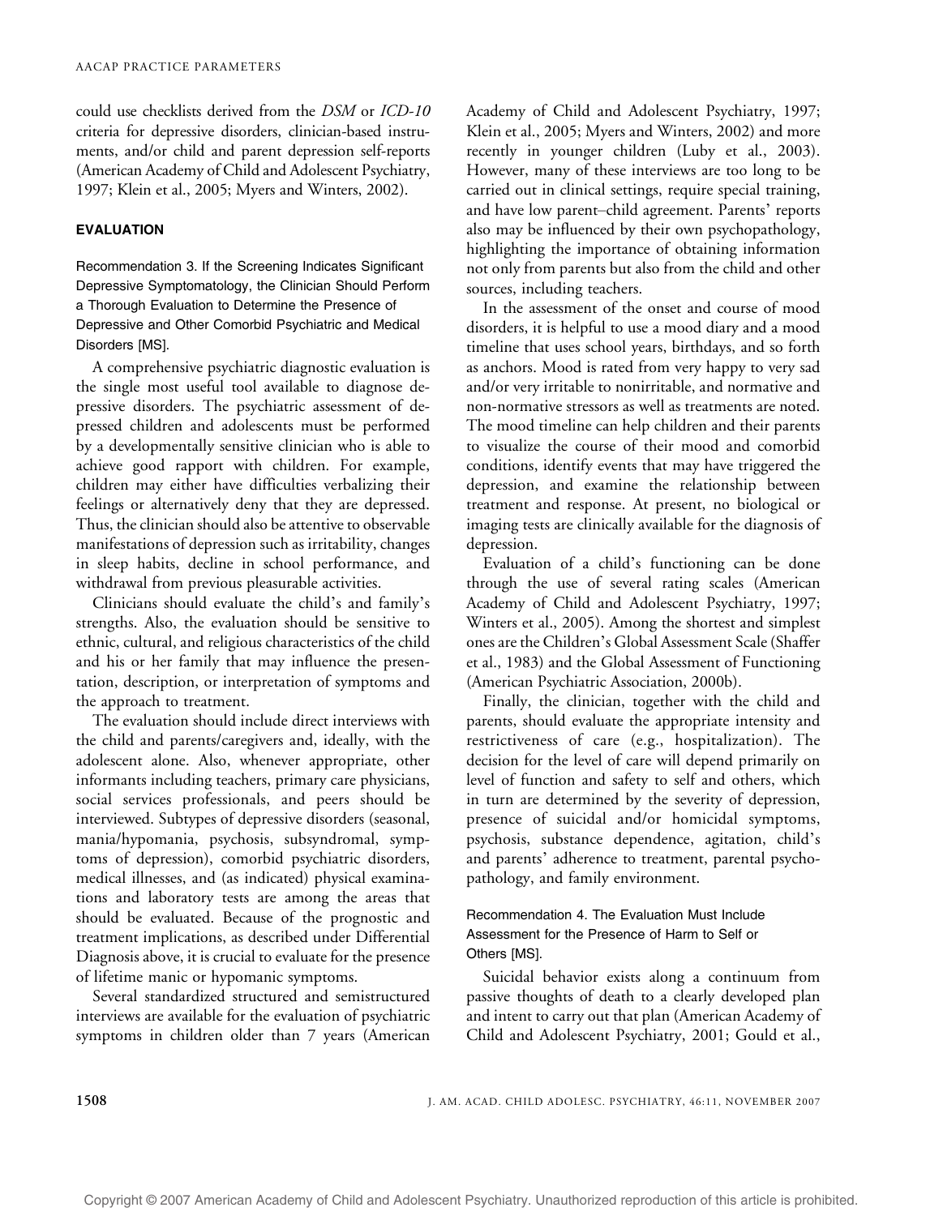could use checklists derived from the *DSM* or *ICD-10* criteria for depressive disorders, clinician-based instruments, and/or child and parent depression self-reports (American Academy of Child and Adolescent Psychiatry, 1997; Klein et al., 2005; Myers and Winters, 2002).

## EVALUATION

### Recommendation 3. If the Screening Indicates Significant Depressive Symptomatology, the Clinician Should Perform a Thorough Evaluation to Determine the Presence of Depressive and Other Comorbid Psychiatric and Medical Disorders [MS].

A comprehensive psychiatric diagnostic evaluation is the single most useful tool available to diagnose depressive disorders. The psychiatric assessment of depressed children and adolescents must be performed by a developmentally sensitive clinician who is able to achieve good rapport with children. For example, children may either have difficulties verbalizing their feelings or alternatively deny that they are depressed. Thus, the clinician should also be attentive to observable manifestations of depression such as irritability, changes in sleep habits, decline in school performance, and withdrawal from previous pleasurable activities.

Clinicians should evaluate the child's and family's strengths. Also, the evaluation should be sensitive to ethnic, cultural, and religious characteristics of the child and his or her family that may influence the presentation, description, or interpretation of symptoms and the approach to treatment.

The evaluation should include direct interviews with the child and parents/caregivers and, ideally, with the adolescent alone. Also, whenever appropriate, other informants including teachers, primary care physicians, social services professionals, and peers should be interviewed. Subtypes of depressive disorders (seasonal, mania/hypomania, psychosis, subsyndromal, symptoms of depression), comorbid psychiatric disorders, medical illnesses, and (as indicated) physical examinations and laboratory tests are among the areas that should be evaluated. Because of the prognostic and treatment implications, as described under Differential Diagnosis above, it is crucial to evaluate for the presence of lifetime manic or hypomanic symptoms.

Several standardized structured and semistructured interviews are available for the evaluation of psychiatric symptoms in children older than 7 years (American Academy of Child and Adolescent Psychiatry, 1997; Klein et al., 2005; Myers and Winters, 2002) and more recently in younger children (Luby et al., 2003). However, many of these interviews are too long to be carried out in clinical settings, require special training, and have low parent–child agreement. Parents' reports also may be influenced by their own psychopathology, highlighting the importance of obtaining information not only from parents but also from the child and other sources, including teachers.

In the assessment of the onset and course of mood disorders, it is helpful to use a mood diary and a mood timeline that uses school years, birthdays, and so forth as anchors. Mood is rated from very happy to very sad and/or very irritable to nonirritable, and normative and non-normative stressors as well as treatments are noted. The mood timeline can help children and their parents to visualize the course of their mood and comorbid conditions, identify events that may have triggered the depression, and examine the relationship between treatment and response. At present, no biological or imaging tests are clinically available for the diagnosis of depression.

Evaluation of a child's functioning can be done through the use of several rating scales (American Academy of Child and Adolescent Psychiatry, 1997; Winters et al., 2005). Among the shortest and simplest ones are the Children's Global Assessment Scale (Shaffer et al., 1983) and the Global Assessment of Functioning (American Psychiatric Association, 2000b).

Finally, the clinician, together with the child and parents, should evaluate the appropriate intensity and restrictiveness of care (e.g., hospitalization). The decision for the level of care will depend primarily on level of function and safety to self and others, which in turn are determined by the severity of depression, presence of suicidal and/or homicidal symptoms, psychosis, substance dependence, agitation, child's and parents' adherence to treatment, parental psychopathology, and family environment.

### Recommendation 4. The Evaluation Must Include Assessment for the Presence of Harm to Self or Others [MS].

Suicidal behavior exists along a continuum from passive thoughts of death to a clearly developed plan and intent to carry out that plan (American Academy of Child and Adolescent Psychiatry, 2001; Gould et al.,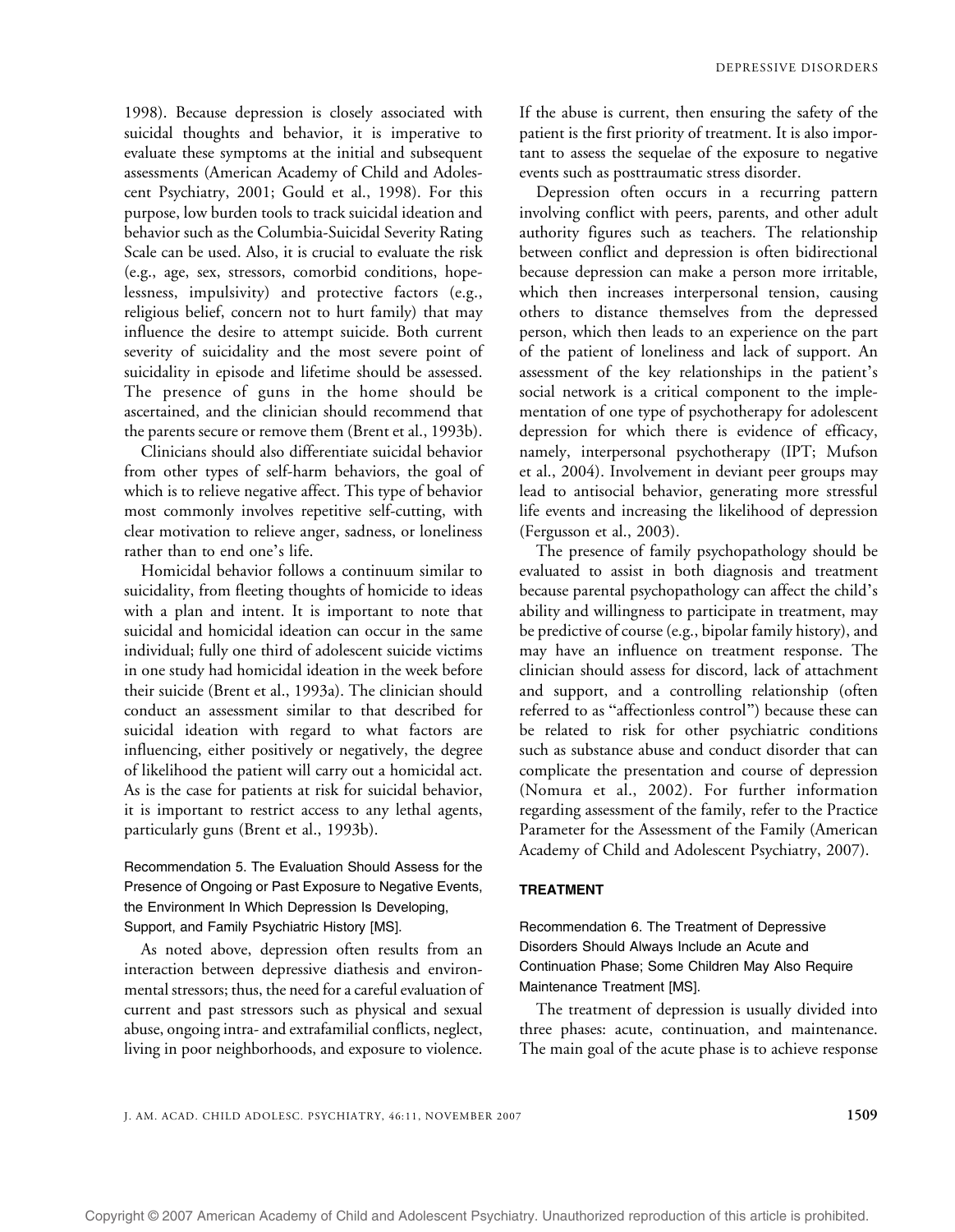1998). Because depression is closely associated with suicidal thoughts and behavior, it is imperative to evaluate these symptoms at the initial and subsequent assessments (American Academy of Child and Adolescent Psychiatry, 2001; Gould et al., 1998). For this purpose, low burden tools to track suicidal ideation and behavior such as the Columbia-Suicidal Severity Rating Scale can be used. Also, it is crucial to evaluate the risk (e.g., age, sex, stressors, comorbid conditions, hopelessness, impulsivity) and protective factors (e.g., religious belief, concern not to hurt family) that may influence the desire to attempt suicide. Both current severity of suicidality and the most severe point of suicidality in episode and lifetime should be assessed. The presence of guns in the home should be ascertained, and the clinician should recommend that the parents secure or remove them (Brent et al., 1993b).

Clinicians should also differentiate suicidal behavior from other types of self-harm behaviors, the goal of which is to relieve negative affect. This type of behavior most commonly involves repetitive self-cutting, with clear motivation to relieve anger, sadness, or loneliness rather than to end one's life.

Homicidal behavior follows a continuum similar to suicidality, from fleeting thoughts of homicide to ideas with a plan and intent. It is important to note that suicidal and homicidal ideation can occur in the same individual; fully one third of adolescent suicide victims in one study had homicidal ideation in the week before their suicide (Brent et al., 1993a). The clinician should conduct an assessment similar to that described for suicidal ideation with regard to what factors are influencing, either positively or negatively, the degree of likelihood the patient will carry out a homicidal act. As is the case for patients at risk for suicidal behavior, it is important to restrict access to any lethal agents, particularly guns (Brent et al., 1993b).

#### Recommendation 5. The Evaluation Should Assess for the Presence of Ongoing or Past Exposure to Negative Events, the Environment In Which Depression Is Developing, Support, and Family Psychiatric History [MS].

As noted above, depression often results from an interaction between depressive diathesis and environmental stressors; thus, the need for a careful evaluation of current and past stressors such as physical and sexual abuse, ongoing intra- and extrafamilial conflicts, neglect, living in poor neighborhoods, and exposure to violence. If the abuse is current, then ensuring the safety of the patient is the first priority of treatment. It is also important to assess the sequelae of the exposure to negative events such as posttraumatic stress disorder.

Depression often occurs in a recurring pattern involving conflict with peers, parents, and other adult authority figures such as teachers. The relationship between conflict and depression is often bidirectional because depression can make a person more irritable, which then increases interpersonal tension, causing others to distance themselves from the depressed person, which then leads to an experience on the part of the patient of loneliness and lack of support. An assessment of the key relationships in the patient's social network is a critical component to the implementation of one type of psychotherapy for adolescent depression for which there is evidence of efficacy, namely, interpersonal psychotherapy (IPT; Mufson et al., 2004). Involvement in deviant peer groups may lead to antisocial behavior, generating more stressful life events and increasing the likelihood of depression (Fergusson et al., 2003).

The presence of family psychopathology should be evaluated to assist in both diagnosis and treatment because parental psychopathology can affect the child's ability and willingness to participate in treatment, may be predictive of course (e.g., bipolar family history), and may have an influence on treatment response. The clinician should assess for discord, lack of attachment and support, and a controlling relationship (often referred to as "affectionless control") because these can be related to risk for other psychiatric conditions such as substance abuse and conduct disorder that can complicate the presentation and course of depression (Nomura et al., 2002). For further information regarding assessment of the family, refer to the Practice Parameter for the Assessment of the Family (American Academy of Child and Adolescent Psychiatry, 2007).

### TREATMENT

#### Recommendation 6. The Treatment of Depressive Disorders Should Always Include an Acute and Continuation Phase; Some Children May Also Require Maintenance Treatment [MS].

The treatment of depression is usually divided into three phases: acute, continuation, and maintenance. The main goal of the acute phase is to achieve response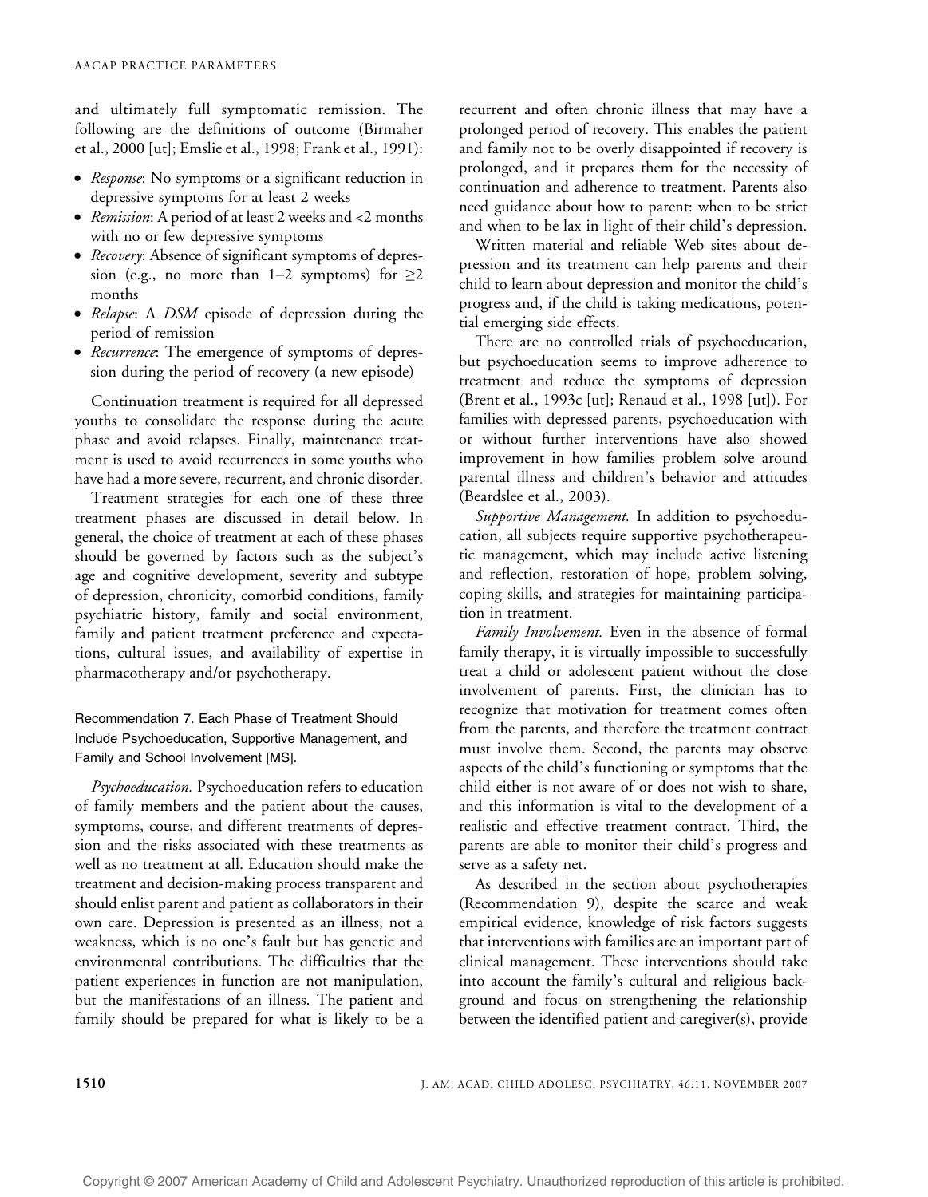and ultimately full symptomatic remission. The following are the definitions of outcome (Birmaher et al., 2000 [ut]; Emslie et al., 1998; Frank et al., 1991):

- *Response*: No symptoms or a significant reduction in depressive symptoms for at least 2 weeks
- *Remission*: A period of at least 2 weeks and <2 months with no or few depressive symptoms
- *Recovery*: Absence of significant symptoms of depression (e.g., no more than 1–2 symptoms) for ≥2 months
- *Relapse*: A *DSM* episode of depression during the period of remission
- *Recurrence*: The emergence of symptoms of depression during the period of recovery (a new episode)

Continuation treatment is required for all depressed youths to consolidate the response during the acute phase and avoid relapses. Finally, maintenance treatment is used to avoid recurrences in some youths who have had a more severe, recurrent, and chronic disorder.

Treatment strategies for each one of these three treatment phases are discussed in detail below. In general, the choice of treatment at each of these phases should be governed by factors such as the subject's age and cognitive development, severity and subtype of depression, chronicity, comorbid conditions, family psychiatric history, family and social environment, family and patient treatment preference and expectations, cultural issues, and availability of expertise in pharmacotherapy and/or psychotherapy.

### Recommendation 7. Each Phase of Treatment Should Include Psychoeducation, Supportive Management, and Family and School Involvement [MS].

*Psychoeducation.* Psychoeducation refers to education of family members and the patient about the causes, symptoms, course, and different treatments of depression and the risks associated with these treatments as well as no treatment at all. Education should make the treatment and decision-making process transparent and should enlist parent and patient as collaborators in their own care. Depression is presented as an illness, not a weakness, which is no one's fault but has genetic and environmental contributions. The difficulties that the patient experiences in function are not manipulation, but the manifestations of an illness. The patient and family should be prepared for what is likely to be a recurrent and often chronic illness that may have a prolonged period of recovery. This enables the patient and family not to be overly disappointed if recovery is prolonged, and it prepares them for the necessity of continuation and adherence to treatment. Parents also need guidance about how to parent: when to be strict and when to be lax in light of their child's depression.

Written material and reliable Web sites about depression and its treatment can help parents and their child to learn about depression and monitor the child's progress and, if the child is taking medications, potential emerging side effects.

There are no controlled trials of psychoeducation, but psychoeducation seems to improve adherence to treatment and reduce the symptoms of depression (Brent et al., 1993c [ut]; Renaud et al., 1998 [ut]). For families with depressed parents, psychoeducation with or without further interventions have also showed improvement in how families problem solve around parental illness and children's behavior and attitudes (Beardslee et al., 2003).

*Supportive Management.* In addition to psychoeducation, all subjects require supportive psychotherapeutic management, which may include active listening and reflection, restoration of hope, problem solving, coping skills, and strategies for maintaining participation in treatment.

*Family Involvement.* Even in the absence of formal family therapy, it is virtually impossible to successfully treat a child or adolescent patient without the close involvement of parents. First, the clinician has to recognize that motivation for treatment comes often from the parents, and therefore the treatment contract must involve them. Second, the parents may observe aspects of the child's functioning or symptoms that the child either is not aware of or does not wish to share, and this information is vital to the development of a realistic and effective treatment contract. Third, the parents are able to monitor their child's progress and serve as a safety net.

As described in the section about psychotherapies (Recommendation 9), despite the scarce and weak empirical evidence, knowledge of risk factors suggests that interventions with families are an important part of clinical management. These interventions should take into account the family's cultural and religious background and focus on strengthening the relationship between the identified patient and caregiver(s), provide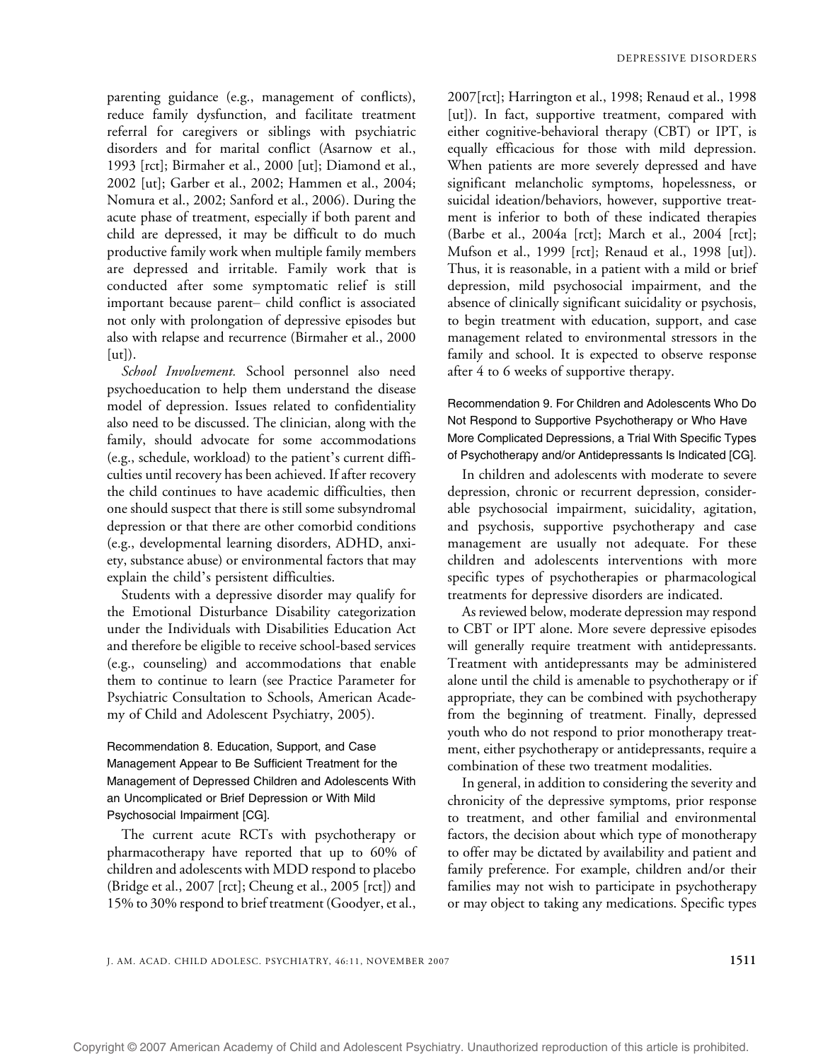parenting guidance (e.g., management of conflicts), reduce family dysfunction, and facilitate treatment referral for caregivers or siblings with psychiatric disorders and for marital conflict (Asarnow et al., 1993 [rct]; Birmaher et al., 2000 [ut]; Diamond et al., 2002 [ut]; Garber et al., 2002; Hammen et al., 2004; Nomura et al., 2002; Sanford et al., 2006). During the acute phase of treatment, especially if both parent and child are depressed, it may be difficult to do much productive family work when multiple family members are depressed and irritable. Family work that is conducted after some symptomatic relief is still important because parent– child conflict is associated not only with prolongation of depressive episodes but also with relapse and recurrence (Birmaher et al., 2000 [ut]).

*School Involvement.* School personnel also need psychoeducation to help them understand the disease model of depression. Issues related to confidentiality also need to be discussed. The clinician, along with the family, should advocate for some accommodations (e.g., schedule, workload) to the patient's current difficulties until recovery has been achieved. If after recovery the child continues to have academic difficulties, then one should suspect that there is still some subsyndromal depression or that there are other comorbid conditions (e.g., developmental learning disorders, ADHD, anxiety, substance abuse) or environmental factors that may explain the child's persistent difficulties.

Students with a depressive disorder may qualify for the Emotional Disturbance Disability categorization under the Individuals with Disabilities Education Act and therefore be eligible to receive school-based services (e.g., counseling) and accommodations that enable them to continue to learn (see Practice Parameter for Psychiatric Consultation to Schools, American Academy of Child and Adolescent Psychiatry, 2005).

#### Recommendation 8. Education, Support, and Case Management Appear to Be Sufficient Treatment for the Management of Depressed Children and Adolescents With an Uncomplicated or Brief Depression or With Mild Psychosocial Impairment [CG].

The current acute RCTs with psychotherapy or pharmacotherapy have reported that up to 60% of children and adolescents with MDD respond to placebo (Bridge et al., 2007 [rct]; Cheung et al., 2005 [rct]) and 15% to 30% respond to brief treatment (Goodyer, et al., 2007[rct]; Harrington et al., 1998; Renaud et al., 1998 [ut]). In fact, supportive treatment, compared with either cognitive-behavioral therapy (CBT) or IPT, is equally efficacious for those with mild depression. When patients are more severely depressed and have significant melancholic symptoms, hopelessness, or suicidal ideation/behaviors, however, supportive treatment is inferior to both of these indicated therapies (Barbe et al., 2004a [rct]; March et al., 2004 [rct]; Mufson et al., 1999 [rct]; Renaud et al., 1998 [ut]). Thus, it is reasonable, in a patient with a mild or brief depression, mild psychosocial impairment, and the absence of clinically significant suicidality or psychosis, to begin treatment with education, support, and case management related to environmental stressors in the family and school. It is expected to observe response after 4 to 6 weeks of supportive therapy.

#### Recommendation 9. For Children and Adolescents Who Do Not Respond to Supportive Psychotherapy or Who Have More Complicated Depressions, a Trial With Specific Types of Psychotherapy and/or Antidepressants Is Indicated [CG].

In children and adolescents with moderate to severe depression, chronic or recurrent depression, considerable psychosocial impairment, suicidality, agitation, and psychosis, supportive psychotherapy and case management are usually not adequate. For these children and adolescents interventions with more specific types of psychotherapies or pharmacological treatments for depressive disorders are indicated.

As reviewed below, moderate depression may respond to CBT or IPT alone. More severe depressive episodes will generally require treatment with antidepressants. Treatment with antidepressants may be administered alone until the child is amenable to psychotherapy or if appropriate, they can be combined with psychotherapy from the beginning of treatment. Finally, depressed youth who do not respond to prior monotherapy treatment, either psychotherapy or antidepressants, require a combination of these two treatment modalities.

In general, in addition to considering the severity and chronicity of the depressive symptoms, prior response to treatment, and other familial and environmental factors, the decision about which type of monotherapy to offer may be dictated by availability and patient and family preference. For example, children and/or their families may not wish to participate in psychotherapy or may object to taking any medications. Specific types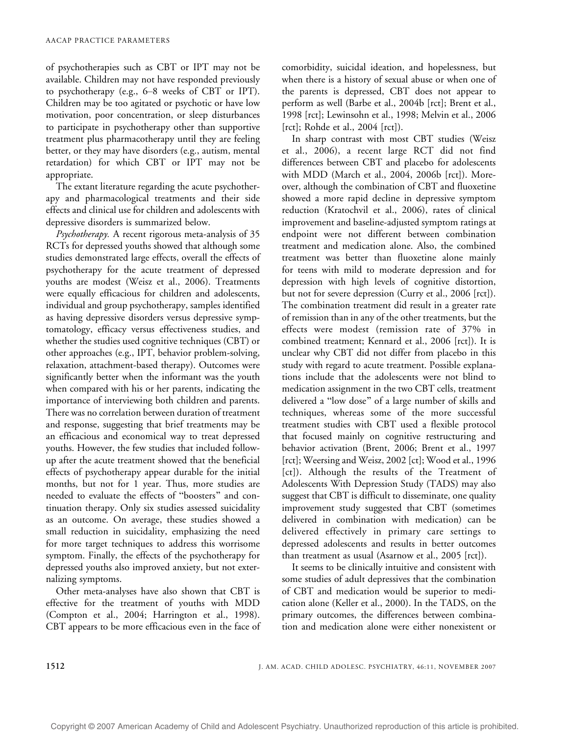of psychotherapies such as CBT or IPT may not be available. Children may not have responded previously to psychotherapy (e.g., 6–8 weeks of CBT or IPT). Children may be too agitated or psychotic or have low motivation, poor concentration, or sleep disturbances to participate in psychotherapy other than supportive treatment plus pharmacotherapy until they are feeling better, or they may have disorders (e.g., autism, mental retardation) for which CBT or IPT may not be appropriate.

The extant literature regarding the acute psychotherapy and pharmacological treatments and their side effects and clinical use for children and adolescents with depressive disorders is summarized below.

*Psychotherapy.* A recent rigorous meta-analysis of 35 RCTs for depressed youths showed that although some studies demonstrated large effects, overall the effects of psychotherapy for the acute treatment of depressed youths are modest (Weisz et al., 2006). Treatments were equally efficacious for children and adolescents, individual and group psychotherapy, samples identified as having depressive disorders versus depressive symptomatology, efficacy versus effectiveness studies, and whether the studies used cognitive techniques (CBT) or other approaches (e.g., IPT, behavior problem-solving, relaxation, attachment-based therapy). Outcomes were significantly better when the informant was the youth when compared with his or her parents, indicating the importance of interviewing both children and parents. There was no correlation between duration of treatment and response, suggesting that brief treatments may be an efficacious and economical way to treat depressed youths. However, the few studies that included follow-up after the acute treatment showed that the beneficial effects of psychotherapy appear durable for the initial months, but not for 1 year. Thus, more studies are needed to evaluate the effects of "boosters" and continuation therapy. Only six studies assessed suicidality as an outcome. On average, these studies showed a small reduction in suicidality, emphasizing the need for more target techniques to address this worrisome symptom. Finally, the effects of the psychotherapy for depressed youths also improved anxiety, but not externalizing symptoms.

Other meta-analyses have also shown that CBT is effective for the treatment of youths with MDD (Compton et al., 2004; Harrington et al., 1998). CBT appears to be more efficacious even in the face of comorbidity, suicidal ideation, and hopelessness, but when there is a history of sexual abuse or when one of the parents is depressed, CBT does not appear to perform as well (Barbe et al., 2004b [rct]; Brent et al., 1998 [rct]; Lewinsohn et al., 1998; Melvin et al., 2006 [rct]; Rohde et al., 2004 [rct]).

In sharp contrast with most CBT studies (Weisz et al., 2006), a recent large RCT did not find differences between CBT and placebo for adolescents with MDD (March et al., 2004, 2006b [rct]). Moreover, although the combination of CBT and fluoxetine showed a more rapid decline in depressive symptom reduction (Kratochvil et al., 2006), rates of clinical improvement and baseline-adjusted symptom ratings at endpoint were not different between combination treatment and medication alone. Also, the combined treatment was better than fluoxetine alone mainly for teens with mild to moderate depression and for depression with high levels of cognitive distortion, but not for severe depression (Curry et al., 2006 [rct]). The combination treatment did result in a greater rate of remission than in any of the other treatments, but the effects were modest (remission rate of 37% in combined treatment; Kennard et al., 2006 [rct]). It is unclear why CBT did not differ from placebo in this study with regard to acute treatment. Possible explanations include that the adolescents were not blind to medication assignment in the two CBT cells, treatment delivered a "low dose" of a large number of skills and techniques, whereas some of the more successful treatment studies with CBT used a flexible protocol that focused mainly on cognitive restructuring and behavior activation (Brent, 2006; Brent et al., 1997 [rct]; Weersing and Weisz, 2002 [ct]; Wood et al., 1996 [ct]). Although the results of the Treatment of Adolescents With Depression Study (TADS) may also suggest that CBT is difficult to disseminate, one quality improvement study suggested that CBT (sometimes delivered in combination with medication) can be delivered effectively in primary care settings to depressed adolescents and results in better outcomes than treatment as usual (Asarnow et al., 2005 [rct]).

It seems to be clinically intuitive and consistent with some studies of adult depressives that the combination of CBT and medication would be superior to medication alone (Keller et al., 2000). In the TADS, on the primary outcomes, the differences between combination and medication alone were either nonexistent or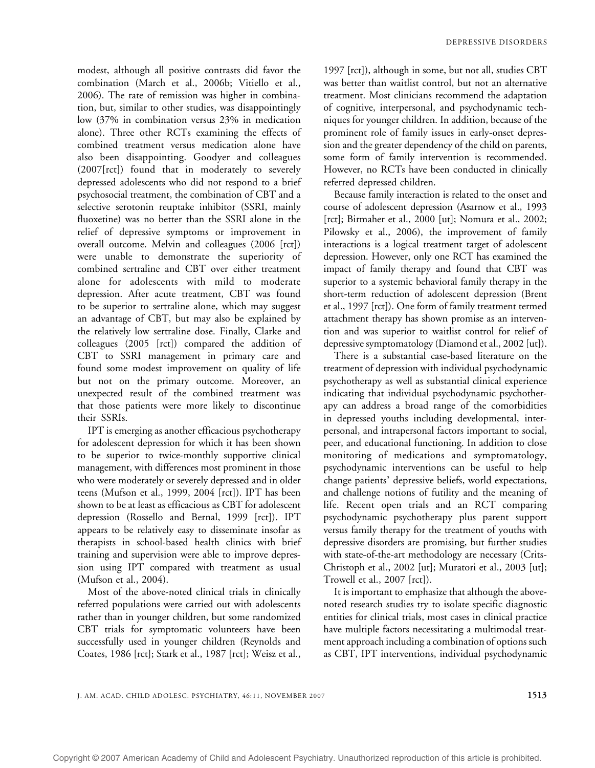modest, although all positive contrasts did favor the combination (March et al., 2006b; Vitiello et al., 2006). The rate of remission was higher in combination, but, similar to other studies, was disappointingly low (37% in combination versus 23% in medication alone). Three other RCTs examining the effects of combined treatment versus medication alone have also been disappointing. Goodyer and colleagues (2007[rct]) found that in moderately to severely depressed adolescents who did not respond to a brief psychosocial treatment, the combination of CBT and a selective serotonin reuptake inhibitor (SSRI, mainly fluoxetine) was no better than the SSRI alone in the relief of depressive symptoms or improvement in overall outcome. Melvin and colleagues (2006 [rct]) were unable to demonstrate the superiority of combined sertraline and CBT over either treatment alone for adolescents with mild to moderate depression. After acute treatment, CBT was found to be superior to sertraline alone, which may suggest an advantage of CBT, but may also be explained by the relatively low sertraline dose. Finally, Clarke and colleagues (2005 [rct]) compared the addition of CBT to SSRI management in primary care and found some modest improvement on quality of life but not on the primary outcome. Moreover, an unexpected result of the combined treatment was that those patients were more likely to discontinue their SSRIs.

IPT is emerging as another efficacious psychotherapy for adolescent depression for which it has been shown to be superior to twice-monthly supportive clinical management, with differences most prominent in those who were moderately or severely depressed and in older teens (Mufson et al., 1999, 2004 [rct]). IPT has been shown to be at least as efficacious as CBT for adolescent depression (Rossello and Bernal, 1999 [rct]). IPT appears to be relatively easy to disseminate insofar as therapists in school-based health clinics with brief training and supervision were able to improve depression using IPT compared with treatment as usual (Mufson et al., 2004).

Most of the above-noted clinical trials in clinically referred populations were carried out with adolescents rather than in younger children, but some randomized CBT trials for symptomatic volunteers have been successfully used in younger children (Reynolds and Coates, 1986 [rct]; Stark et al., 1987 [rct]; Weisz et al., 1997 [rct]), although in some, but not all, studies CBT was better than waitlist control, but not an alternative treatment. Most clinicians recommend the adaptation of cognitive, interpersonal, and psychodynamic techniques for younger children. In addition, because of the prominent role of family issues in early-onset depression and the greater dependency of the child on parents, some form of family intervention is recommended. However, no RCTs have been conducted in clinically referred depressed children.

Because family interaction is related to the onset and course of adolescent depression (Asarnow et al., 1993 [rct]; Birmaher et al., 2000 [ut]; Nomura et al., 2002; Pilowsky et al., 2006), the improvement of family interactions is a logical treatment target of adolescent depression. However, only one RCT has examined the impact of family therapy and found that CBT was superior to a systemic behavioral family therapy in the short-term reduction of adolescent depression (Brent et al., 1997 [rct]). One form of family treatment termed attachment therapy has shown promise as an intervention and was superior to waitlist control for relief of depressive symptomatology (Diamond et al., 2002 [ut]).

There is a substantial case-based literature on the treatment of depression with individual psychodynamic psychotherapy as well as substantial clinical experience indicating that individual psychodynamic psychotherapy can address a broad range of the comorbidities in depressed youths including developmental, interpersonal, and intrapersonal factors important to social, peer, and educational functioning. In addition to close monitoring of medications and symptomatology, psychodynamic interventions can be useful to help change patients' depressive beliefs, world expectations, and challenge notions of futility and the meaning of life. Recent open trials and an RCT comparing psychodynamic psychotherapy plus parent support versus family therapy for the treatment of youths with depressive disorders are promising, but further studies with state-of-the-art methodology are necessary (Crits-Christoph et al., 2002 [ut]; Muratori et al., 2003 [ut]; Trowell et al., 2007 [rct]).

It is important to emphasize that although the above-noted research studies try to isolate specific diagnostic entities for clinical trials, most cases in clinical practice have multiple factors necessitating a multimodal treatment approach including a combination of options such as CBT, IPT interventions, individual psychodynamic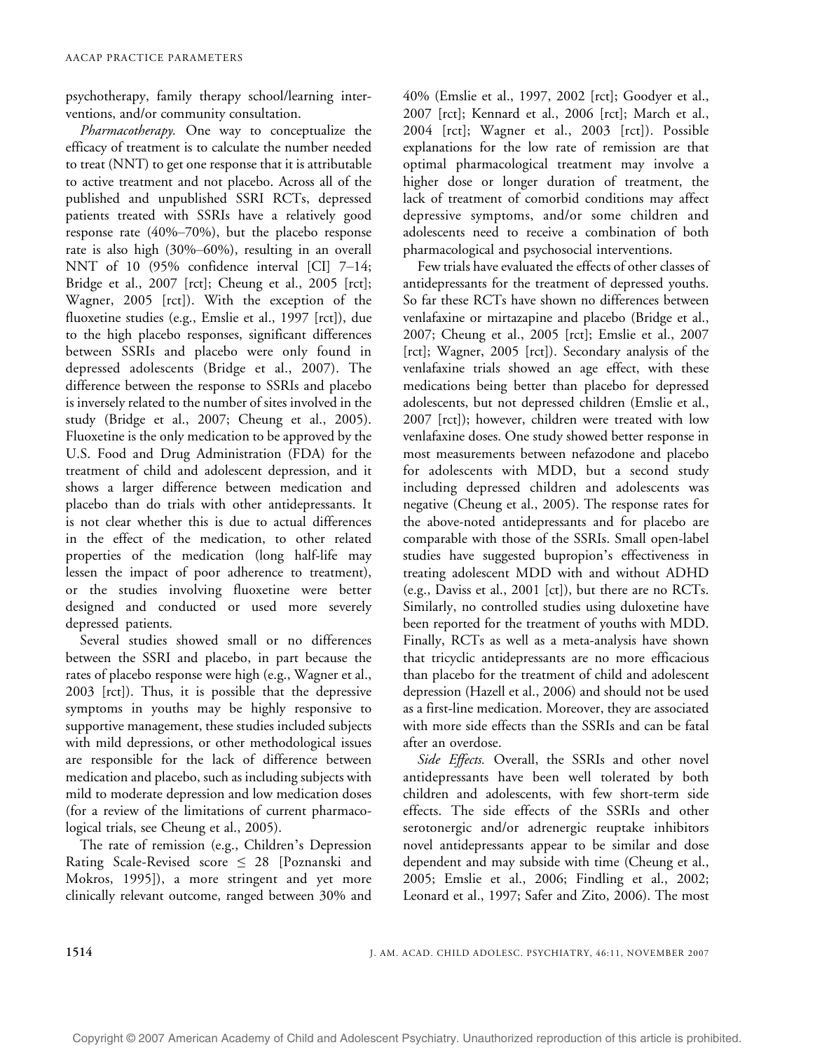psychotherapy, family therapy school/learning interventions, and/or community consultation.

*Pharmacotherapy.* One way to conceptualize the efficacy of treatment is to calculate the number needed to treat (NNT) to get one response that it is attributable to active treatment and not placebo. Across all of the published and unpublished SSRI RCTs, depressed patients treated with SSRIs have a relatively good response rate (40%–70%), but the placebo response rate is also high (30%–60%), resulting in an overall NNT of 10 (95% confidence interval [CI] 7–14; Bridge et al., 2007 [rct]; Cheung et al., 2005 [rct]; Wagner, 2005 [rct]). With the exception of the fluoxetine studies (e.g., Emslie et al., 1997 [rct]), due to the high placebo responses, significant differences between SSRIs and placebo were only found in depressed adolescents (Bridge et al., 2007). The difference between the response to SSRIs and placebo is inversely related to the number of sites involved in the study (Bridge et al., 2007; Cheung et al., 2005). Fluoxetine is the only medication to be approved by the U.S. Food and Drug Administration (FDA) for the treatment of child and adolescent depression, and it shows a larger difference between medication and placebo than do trials with other antidepressants. It is not clear whether this is due to actual differences in the effect of the medication, to other related properties of the medication (long half-life may lessen the impact of poor adherence to treatment), or the studies involving fluoxetine were better designed and conducted or used more severely depressed patients.

Several studies showed small or no differences between the SSRI and placebo, in part because the rates of placebo response were high (e.g., Wagner et al., 2003 [rct]). Thus, it is possible that the depressive symptoms in youths may be highly responsive to supportive management, these studies included subjects with mild depressions, or other methodological issues are responsible for the lack of difference between medication and placebo, such as including subjects with mild to moderate depression and low medication doses (for a review of the limitations of current pharmacological trials, see Cheung et al., 2005).

The rate of remission (e.g., Children's Depression Rating Scale-Revised score $\leq$ 28 [Poznanski and Mokros, 1995]), a more stringent and yet more clinically relevant outcome, ranged between 30% and 40% (Emslie et al., 1997, 2002 [rct]; Goodyer et al., 2007 [rct]; Kennard et al., 2006 [rct]; March et al., 2004 [rct]; Wagner et al., 2003 [rct]). Possible explanations for the low rate of remission are that optimal pharmacological treatment may involve a higher dose or longer duration of treatment, the lack of treatment of comorbid conditions may affect depressive symptoms, and/or some children and adolescents need to receive a combination of both pharmacological and psychosocial interventions.

Few trials have evaluated the effects of other classes of antidepressants for the treatment of depressed youths. So far these RCTs have shown no differences between venlafaxine or mirtazapine and placebo (Bridge et al., 2007; Cheung et al., 2005 [rct]; Emslie et al., 2007 [rct]; Wagner, 2005 [rct]). Secondary analysis of the venlafaxine trials showed an age effect, with these medications being better than placebo for depressed adolescents, but not depressed children (Emslie et al., 2007 [rct]); however, children were treated with low venlafaxine doses. One study showed better response in most measurements between nefazodone and placebo for adolescents with MDD, but a second study including depressed children and adolescents was negative (Cheung et al., 2005). The response rates for the above-noted antidepressants and for placebo are comparable with those of the SSRIs. Small open-label studies have suggested bupropion's effectiveness in treating adolescent MDD with and without ADHD (e.g., Daviss et al., 2001 [ct]), but there are no RCTs. Similarly, no controlled studies using duloxetine have been reported for the treatment of youths with MDD. Finally, RCTs as well as a meta-analysis have shown that tricyclic antidepressants are no more efficacious than placebo for the treatment of child and adolescent depression (Hazell et al., 2006) and should not be used as a first-line medication. Moreover, they are associated with more side effects than the SSRIs and can be fatal after an overdose.

*Side Effects.* Overall, the SSRIs and other novel antidepressants have been well tolerated by both children and adolescents, with few short-term side effects. The side effects of the SSRIs and other serotonergic and/or adrenergic reuptake inhibitors novel antidepressants appear to be similar and dose dependent and may subside with time (Cheung et al., 2005; Emslie et al., 2006; Findling et al., 2002; Leonard et al., 1997; Safer and Zito, 2006). The most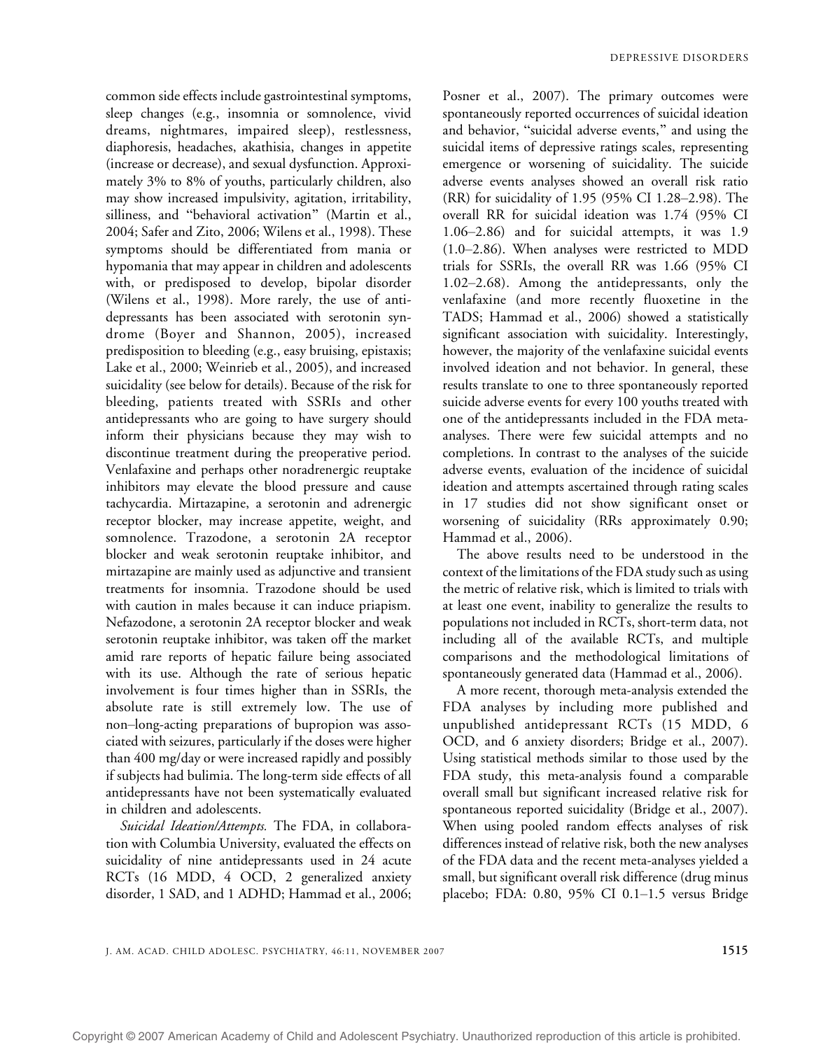common side effects include gastrointestinal symptoms, sleep changes (e.g., insomnia or somnolence, vivid dreams, nightmares, impaired sleep), restlessness, diaphoresis, headaches, akathisia, changes in appetite (increase or decrease), and sexual dysfunction. Approximately 3% to 8% of youths, particularly children, also may show increased impulsivity, agitation, irritability, silliness, and "behavioral activation" (Martin et al., 2004; Safer and Zito, 2006; Wilens et al., 1998). These symptoms should be differentiated from mania or hypomania that may appear in children and adolescents with, or predisposed to develop, bipolar disorder (Wilens et al., 1998). More rarely, the use of antidepressants has been associated with serotonin syndrome (Boyer and Shannon, 2005), increased predisposition to bleeding (e.g., easy bruising, epistaxis; Lake et al., 2000; Weinrieb et al., 2005), and increased suicidality (see below for details). Because of the risk for bleeding, patients treated with SSRIs and other antidepressants who are going to have surgery should inform their physicians because they may wish to discontinue treatment during the preoperative period. Venlafaxine and perhaps other noradrenergic reuptake inhibitors may elevate the blood pressure and cause tachycardia. Mirtazapine, a serotonin and adrenergic receptor blocker, may increase appetite, weight, and somnolence. Trazodone, a serotonin 2A receptor blocker and weak serotonin reuptake inhibitor, and mirtazapine are mainly used as adjunctive and transient treatments for insomnia. Trazodone should be used with caution in males because it can induce priapism. Nefazodone, a serotonin 2A receptor blocker and weak serotonin reuptake inhibitor, was taken off the market amid rare reports of hepatic failure being associated with its use. Although the rate of serious hepatic involvement is four times higher than in SSRIs, the absolute rate is still extremely low. The use of non–long-acting preparations of bupropion was associated with seizures, particularly if the doses were higher than 400 mg/day or were increased rapidly and possibly if subjects had bulimia. The long-term side effects of all antidepressants have not been systematically evaluated in children and adolescents.

*Suicidal Ideation/Attempts.* The FDA, in collaboration with Columbia University, evaluated the effects on suicidality of nine antidepressants used in 24 acute RCTs (16 MDD, 4 OCD, 2 generalized anxiety disorder, 1 SAD, and 1 ADHD; Hammad et al., 2006; Posner et al., 2007). The primary outcomes were spontaneously reported occurrences of suicidal ideation and behavior, "suicidal adverse events," and using the suicidal items of depressive ratings scales, representing emergence or worsening of suicidality. The suicide adverse events analyses showed an overall risk ratio (RR) for suicidality of 1.95 (95% CI 1.28–2.98). The overall RR for suicidal ideation was 1.74 (95% CI 1.06–2.86) and for suicidal attempts, it was 1.9 (1.0–2.86). When analyses were restricted to MDD trials for SSRIs, the overall RR was 1.66 (95% CI 1.02–2.68). Among the antidepressants, only the venlafaxine (and more recently fluoxetine in the TADS; Hammad et al., 2006) showed a statistically significant association with suicidality. Interestingly, however, the majority of the venlafaxine suicidal events involved ideation and not behavior. In general, these results translate to one to three spontaneously reported suicide adverse events for every 100 youths treated with one of the antidepressants included in the FDA meta-analyses. There were few suicidal attempts and no completions. In contrast to the analyses of the suicide adverse events, evaluation of the incidence of suicidal ideation and attempts ascertained through rating scales in 17 studies did not show significant onset or worsening of suicidality (RRs approximately 0.90; Hammad et al., 2006).

The above results need to be understood in the context of the limitations of the FDA study such as using the metric of relative risk, which is limited to trials with at least one event, inability to generalize the results to populations not included in RCTs, short-term data, not including all of the available RCTs, and multiple comparisons and the methodological limitations of spontaneously generated data (Hammad et al., 2006).

A more recent, thorough meta-analysis extended the FDA analyses by including more published and unpublished antidepressant RCTs (15 MDD, 6 OCD, and 6 anxiety disorders; Bridge et al., 2007). Using statistical methods similar to those used by the FDA study, this meta-analysis found a comparable overall small but significant increased relative risk for spontaneous reported suicidality (Bridge et al., 2007). When using pooled random effects analyses of risk differences instead of relative risk, both the new analyses of the FDA data and the recent meta-analyses yielded a small, but significant overall risk difference (drug minus placebo; FDA: 0.80, 95% CI 0.1–1.5 versus Bridge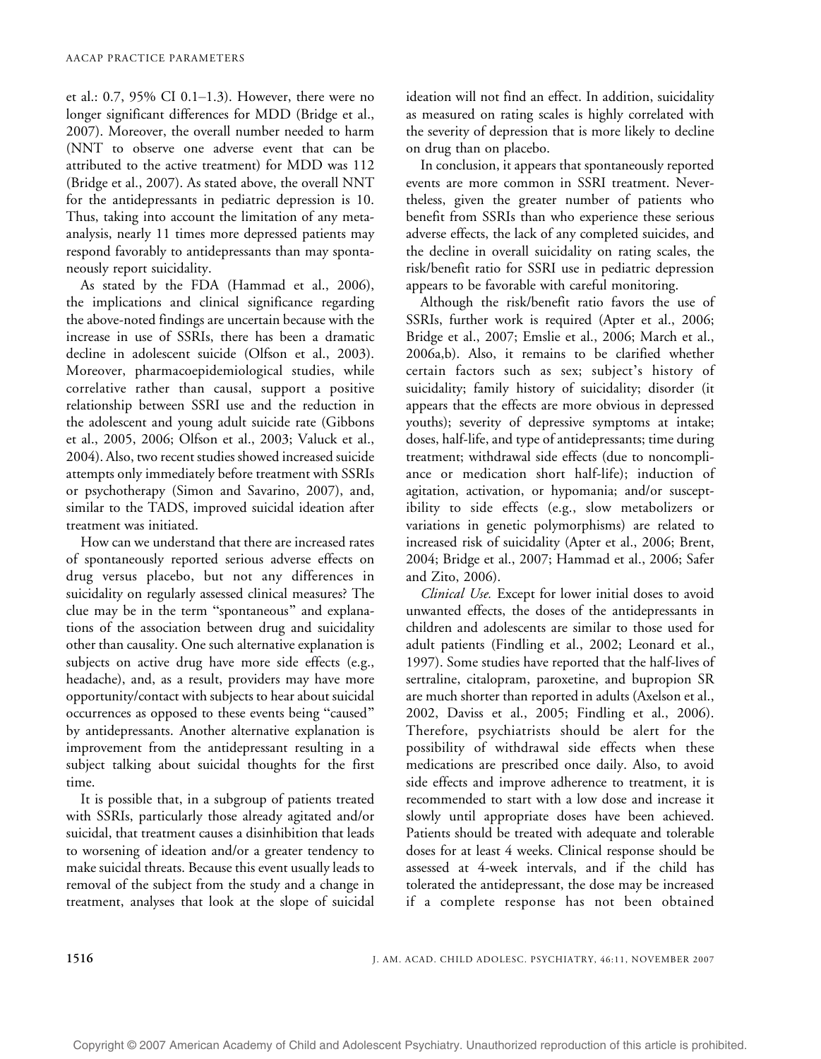et al.: 0.7, 95% CI 0.1–1.3). However, there were no longer significant differences for MDD (Bridge et al., 2007). Moreover, the overall number needed to harm (NNT to observe one adverse event that can be attributed to the active treatment) for MDD was 112 (Bridge et al., 2007). As stated above, the overall NNT for the antidepressants in pediatric depression is 10. Thus, taking into account the limitation of any meta-analysis, nearly 11 times more depressed patients may respond favorably to antidepressants than may spontaneously report suicidality.

As stated by the FDA (Hammad et al., 2006), the implications and clinical significance regarding the above-noted findings are uncertain because with the increase in use of SSRIs, there has been a dramatic decline in adolescent suicide (Olfson et al., 2003). Moreover, pharmacoepidemiological studies, while correlative rather than causal, support a positive relationship between SSRI use and the reduction in the adolescent and young adult suicide rate (Gibbons et al., 2005, 2006; Olfson et al., 2003; Valuck et al., 2004). Also, two recent studies showed increased suicide attempts only immediately before treatment with SSRIs or psychotherapy (Simon and Savarino, 2007), and, similar to the TADS, improved suicidal ideation after treatment was initiated.

How can we understand that there are increased rates of spontaneously reported serious adverse effects on drug versus placebo, but not any differences in suicidality on regularly assessed clinical measures? The clue may be in the term "spontaneous" and explanations of the association between drug and suicidality other than causality. One such alternative explanation is subjects on active drug have more side effects (e.g., headache), and, as a result, providers may have more opportunity/contact with subjects to hear about suicidal occurrences as opposed to these events being "caused" by antidepressants. Another alternative explanation is improvement from the antidepressant resulting in a subject talking about suicidal thoughts for the first time.

It is possible that, in a subgroup of patients treated with SSRIs, particularly those already agitated and/or suicidal, that treatment causes a disinhibition that leads to worsening of ideation and/or a greater tendency to make suicidal threats. Because this event usually leads to removal of the subject from the study and a change in treatment, analyses that look at the slope of suicidal ideation will not find an effect. In addition, suicidality as measured on rating scales is highly correlated with the severity of depression that is more likely to decline on drug than on placebo.

In conclusion, it appears that spontaneously reported events are more common in SSRI treatment. Nevertheless, given the greater number of patients who benefit from SSRIs than who experience these serious adverse effects, the lack of any completed suicides, and the decline in overall suicidality on rating scales, the risk/benefit ratio for SSRI use in pediatric depression appears to be favorable with careful monitoring.

Although the risk/benefit ratio favors the use of SSRIs, further work is required (Apter et al., 2006; Bridge et al., 2007; Emslie et al., 2006; March et al., 2006a,b). Also, it remains to be clarified whether certain factors such as sex; subject's history of suicidality; family history of suicidality; disorder (it appears that the effects are more obvious in depressed youths); severity of depressive symptoms at intake; doses, half-life, and type of antidepressants; time during treatment; withdrawal side effects (due to noncompliance or medication short half-life); induction of agitation, activation, or hypomania; and/or susceptibility to side effects (e.g., slow metabolizers or variations in genetic polymorphisms) are related to increased risk of suicidality (Apter et al., 2006; Brent, 2004; Bridge et al., 2007; Hammad et al., 2006; Safer and Zito, 2006).

*Clinical Use.* Except for lower initial doses to avoid unwanted effects, the doses of the antidepressants in children and adolescents are similar to those used for adult patients (Findling et al., 2002; Leonard et al., 1997). Some studies have reported that the half-lives of sertraline, citalopram, paroxetine, and bupropion SR are much shorter than reported in adults (Axelson et al., 2002, Daviss et al., 2005; Findling et al., 2006). Therefore, psychiatrists should be alert for the possibility of withdrawal side effects when these medications are prescribed once daily. Also, to avoid side effects and improve adherence to treatment, it is recommended to start with a low dose and increase it slowly until appropriate doses have been achieved. Patients should be treated with adequate and tolerable doses for at least 4 weeks. Clinical response should be assessed at 4-week intervals, and if the child has tolerated the antidepressant, the dose may be increased if a complete response has not been obtained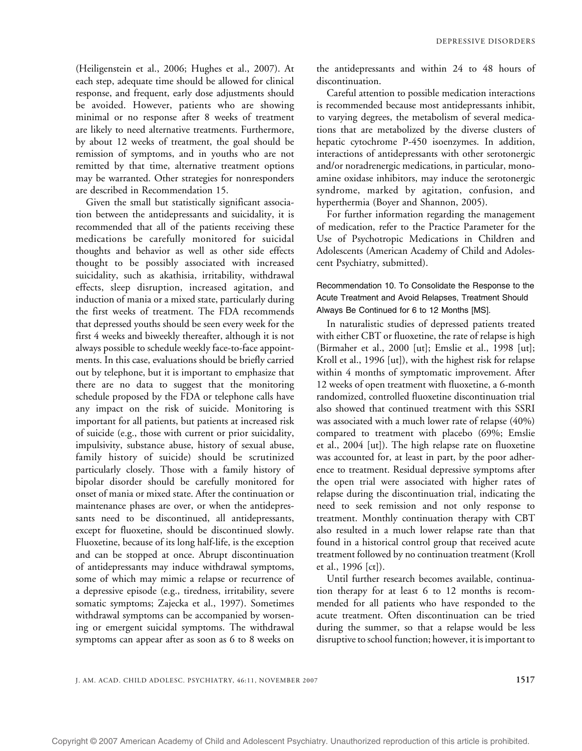(Heiligenstein et al., 2006; Hughes et al., 2007). At each step, adequate time should be allowed for clinical response, and frequent, early dose adjustments should be avoided. However, patients who are showing minimal or no response after 8 weeks of treatment are likely to need alternative treatments. Furthermore, by about 12 weeks of treatment, the goal should be remission of symptoms, and in youths who are not remitted by that time, alternative treatment options may be warranted. Other strategies for nonresponders are described in Recommendation 15.

Given the small but statistically significant association between the antidepressants and suicidality, it is recommended that all of the patients receiving these medications be carefully monitored for suicidal thoughts and behavior as well as other side effects thought to be possibly associated with increased suicidality, such as akathisia, irritability, withdrawal effects, sleep disruption, increased agitation, and induction of mania or a mixed state, particularly during the first weeks of treatment. The FDA recommends that depressed youths should be seen every week for the first 4 weeks and biweekly thereafter, although it is not always possible to schedule weekly face-to-face appointments. In this case, evaluations should be briefly carried out by telephone, but it is important to emphasize that there are no data to suggest that the monitoring schedule proposed by the FDA or telephone calls have any impact on the risk of suicide. Monitoring is important for all patients, but patients at increased risk of suicide (e.g., those with current or prior suicidality, impulsivity, substance abuse, history of sexual abuse, family history of suicide) should be scrutinized particularly closely. Those with a family history of bipolar disorder should be carefully monitored for onset of mania or mixed state. After the continuation or maintenance phases are over, or when the antidepressants need to be discontinued, all antidepressants, except for fluoxetine, should be discontinued slowly. Fluoxetine, because of its long half-life, is the exception and can be stopped at once. Abrupt discontinuation of antidepressants may induce withdrawal symptoms, some of which may mimic a relapse or recurrence of a depressive episode (e.g., tiredness, irritability, severe somatic symptoms; Zajecka et al., 1997). Sometimes withdrawal symptoms can be accompanied by worsening or emergent suicidal symptoms. The withdrawal symptoms can appear after as soon as 6 to 8 weeks on the antidepressants and within 24 to 48 hours of discontinuation.

Careful attention to possible medication interactions is recommended because most antidepressants inhibit, to varying degrees, the metabolism of several medications that are metabolized by the diverse clusters of hepatic cytochrome P-450 isoenzymes. In addition, interactions of antidepressants with other serotonergic and/or noradrenergic medications, in particular, monoamine oxidase inhibitors, may induce the serotonergic syndrome, marked by agitation, confusion, and hyperthermia (Boyer and Shannon, 2005).

For further information regarding the management of medication, refer to the Practice Parameter for the Use of Psychotropic Medications in Children and Adolescents (American Academy of Child and Adolescent Psychiatry, submitted).

### Recommendation 10. To Consolidate the Response to the Acute Treatment and Avoid Relapses, Treatment Should Always Be Continued for 6 to 12 Months [MS].

In naturalistic studies of depressed patients treated with either CBT or fluoxetine, the rate of relapse is high (Birmaher et al., 2000 [ut]; Emslie et al., 1998 [ut]; Kroll et al., 1996 [ut]), with the highest risk for relapse within 4 months of symptomatic improvement. After 12 weeks of open treatment with fluoxetine, a 6-month randomized, controlled fluoxetine discontinuation trial also showed that continued treatment with this SSRI was associated with a much lower rate of relapse (40%) compared to treatment with placebo (69%; Emslie et al., 2004 [ut]). The high relapse rate on fluoxetine was accounted for, at least in part, by the poor adherence to treatment. Residual depressive symptoms after the open trial were associated with higher rates of relapse during the discontinuation trial, indicating the need to seek remission and not only response to treatment. Monthly continuation therapy with CBT also resulted in a much lower relapse rate than that found in a historical control group that received acute treatment followed by no continuation treatment (Kroll et al., 1996 [ct]).

Until further research becomes available, continuation therapy for at least 6 to 12 months is recommended for all patients who have responded to the acute treatment. Often discontinuation can be tried during the summer, so that a relapse would be less disruptive to school function; however, it is important to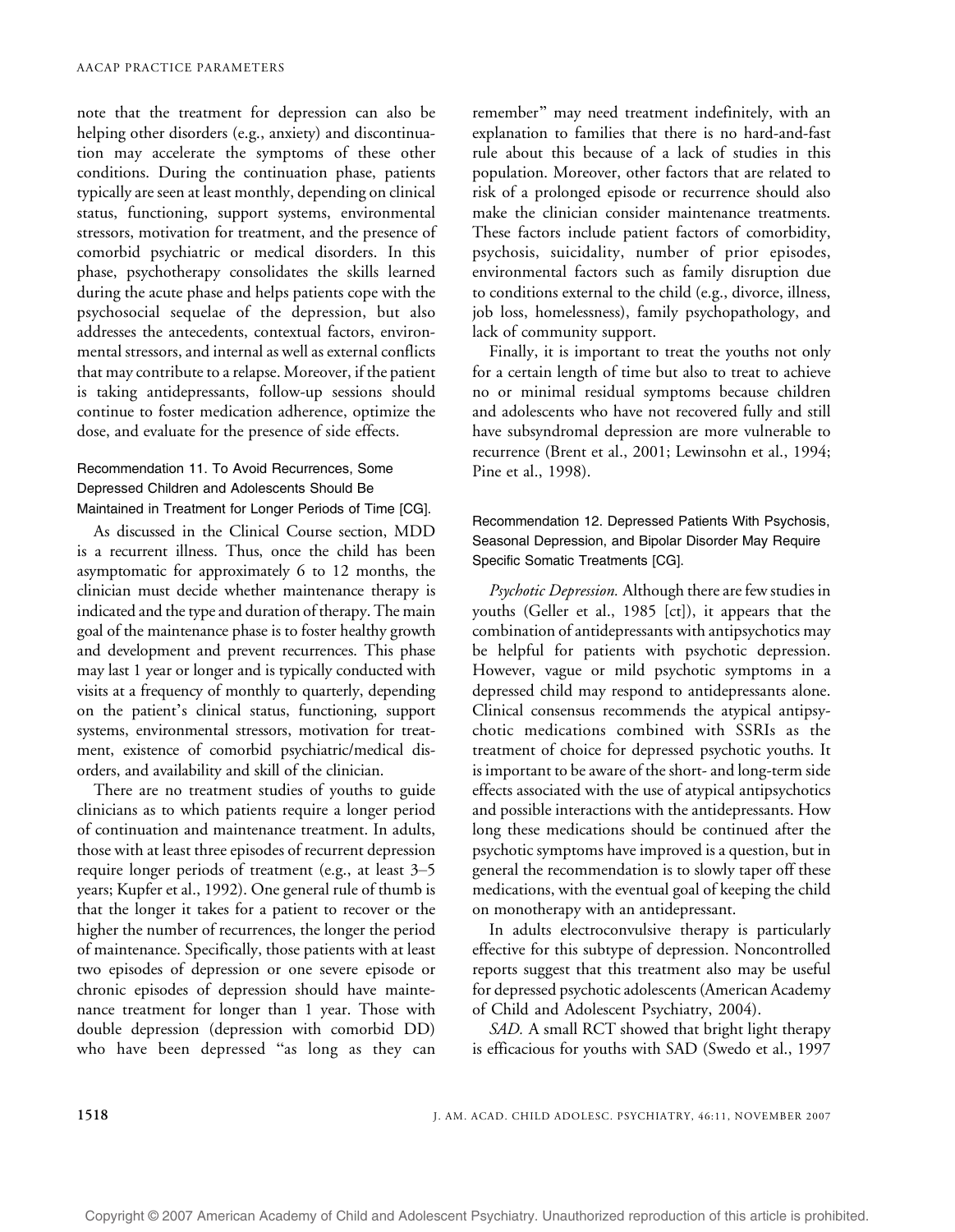note that the treatment for depression can also be helping other disorders (e.g., anxiety) and discontinuation may accelerate the symptoms of these other conditions. During the continuation phase, patients typically are seen at least monthly, depending on clinical status, functioning, support systems, environmental stressors, motivation for treatment, and the presence of comorbid psychiatric or medical disorders. In this phase, psychotherapy consolidates the skills learned during the acute phase and helps patients cope with the psychosocial sequelae of the depression, but also addresses the antecedents, contextual factors, environmental stressors, and internal as well as external conflicts that may contribute to a relapse. Moreover, if the patient is taking antidepressants, follow-up sessions should continue to foster medication adherence, optimize the dose, and evaluate for the presence of side effects.

#### Recommendation 11. To Avoid Recurrences, Some Depressed Children and Adolescents Should Be Maintained in Treatment for Longer Periods of Time [CG].

As discussed in the Clinical Course section, MDD is a recurrent illness. Thus, once the child has been asymptomatic for approximately 6 to 12 months, the clinician must decide whether maintenance therapy is indicated and the type and duration of therapy. The main goal of the maintenance phase is to foster healthy growth and development and prevent recurrences. This phase may last 1 year or longer and is typically conducted with visits at a frequency of monthly to quarterly, depending on the patient's clinical status, functioning, support systems, environmental stressors, motivation for treatment, existence of comorbid psychiatric/medical disorders, and availability and skill of the clinician.

There are no treatment studies of youths to guide clinicians as to which patients require a longer period of continuation and maintenance treatment. In adults, those with at least three episodes of recurrent depression require longer periods of treatment (e.g., at least 3–5 years; Kupfer et al., 1992). One general rule of thumb is that the longer it takes for a patient to recover or the higher the number of recurrences, the longer the period of maintenance. Specifically, those patients with at least two episodes of depression or one severe episode or chronic episodes of depression should have maintenance treatment for longer than 1 year. Those with double depression (depression with comorbid DD) who have been depressed "as long as they can remember" may need treatment indefinitely, with an explanation to families that there is no hard-and-fast rule about this because of a lack of studies in this population. Moreover, other factors that are related to risk of a prolonged episode or recurrence should also make the clinician consider maintenance treatments. These factors include patient factors of comorbidity, psychosis, suicidality, number of prior episodes, environmental factors such as family disruption due to conditions external to the child (e.g., divorce, illness, job loss, homelessness), family psychopathology, and lack of community support.

Finally, it is important to treat the youths not only for a certain length of time but also to treat to achieve no or minimal residual symptoms because children and adolescents who have not recovered fully and still have subsyndromal depression are more vulnerable to recurrence (Brent et al., 2001; Lewinsohn et al., 1994; Pine et al., 1998).

#### Recommendation 12. Depressed Patients With Psychosis, Seasonal Depression, and Bipolar Disorder May Require Specific Somatic Treatments [CG].

*Psychotic Depression.* Although there are few studies in youths (Geller et al., 1985 [ct]), it appears that the combination of antidepressants with antipsychotics may be helpful for patients with psychotic depression. However, vague or mild psychotic symptoms in a depressed child may respond to antidepressants alone. Clinical consensus recommends the atypical antipsychotic medications combined with SSRIs as the treatment of choice for depressed psychotic youths. It is important to be aware of the short- and long-term side effects associated with the use of atypical antipsychotics and possible interactions with the antidepressants. How long these medications should be continued after the psychotic symptoms have improved is a question, but in general the recommendation is to slowly taper off these medications, with the eventual goal of keeping the child on monotherapy with an antidepressant.

In adults electroconvulsive therapy is particularly effective for this subtype of depression. Noncontrolled reports suggest that this treatment also may be useful for depressed psychotic adolescents (American Academy of Child and Adolescent Psychiatry, 2004).

*SAD.* A small RCT showed that bright light therapy is efficacious for youths with SAD (Swedo et al., 1997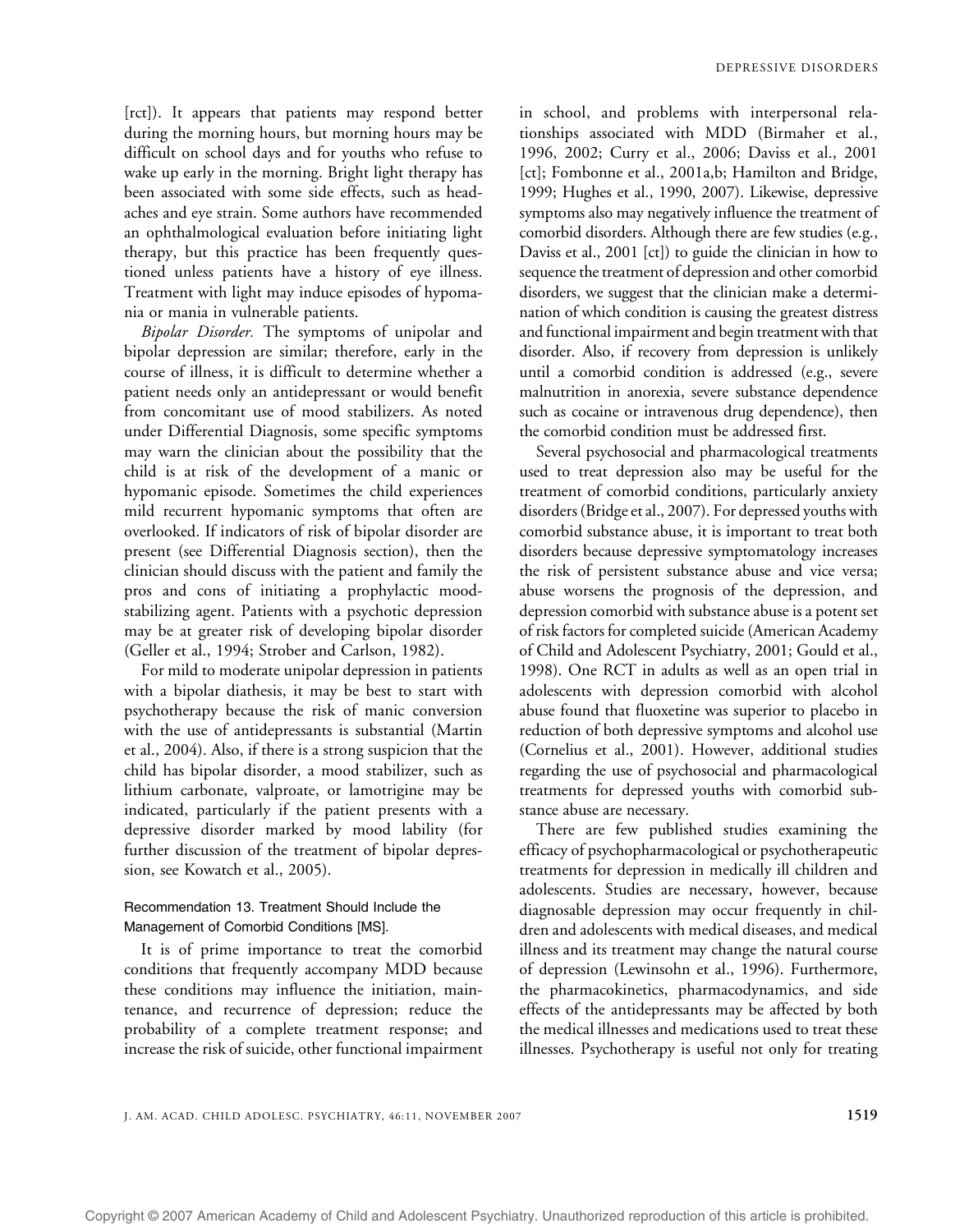[rct]). It appears that patients may respond better during the morning hours, but morning hours may be difficult on school days and for youths who refuse to wake up early in the morning. Bright light therapy has been associated with some side effects, such as headaches and eye strain. Some authors have recommended an ophthalmological evaluation before initiating light therapy, but this practice has been frequently questioned unless patients have a history of eye illness. Treatment with light may induce episodes of hypomania or mania in vulnerable patients.

*Bipolar Disorder.* The symptoms of unipolar and bipolar depression are similar; therefore, early in the course of illness, it is difficult to determine whether a patient needs only an antidepressant or would benefit from concomitant use of mood stabilizers. As noted under Differential Diagnosis, some specific symptoms may warn the clinician about the possibility that the child is at risk of the development of a manic or hypomanic episode. Sometimes the child experiences mild recurrent hypomanic symptoms that often are overlooked. If indicators of risk of bipolar disorder are present (see Differential Diagnosis section), then the clinician should discuss with the patient and family the pros and cons of initiating a prophylactic mood-stabilizing agent. Patients with a psychotic depression may be at greater risk of developing bipolar disorder (Geller et al., 1994; Strober and Carlson, 1982).

For mild to moderate unipolar depression in patients with a bipolar diathesis, it may be best to start with psychotherapy because the risk of manic conversion with the use of antidepressants is substantial (Martin et al., 2004). Also, if there is a strong suspicion that the child has bipolar disorder, a mood stabilizer, such as lithium carbonate, valproate, or lamotrigine may be indicated, particularly if the patient presents with a depressive disorder marked by mood lability (for further discussion of the treatment of bipolar depression, see Kowatch et al., 2005).

### Recommendation 13. Treatment Should Include the Management of Comorbid Conditions [MS].

It is of prime importance to treat the comorbid conditions that frequently accompany MDD because these conditions may influence the initiation, maintenance, and recurrence of depression; reduce the probability of a complete treatment response; and increase the risk of suicide, other functional impairment in school, and problems with interpersonal relationships associated with MDD (Birmaher et al., 1996, 2002; Curry et al., 2006; Daviss et al., 2001 [ct]; Fombonne et al., 2001a,b; Hamilton and Bridge, 1999; Hughes et al., 1990, 2007). Likewise, depressive symptoms also may negatively influence the treatment of comorbid disorders. Although there are few studies (e.g., Daviss et al., 2001 [ct]) to guide the clinician in how to sequence the treatment of depression and other comorbid disorders, we suggest that the clinician make a determination of which condition is causing the greatest distress and functional impairment and begin treatment with that disorder. Also, if recovery from depression is unlikely until a comorbid condition is addressed (e.g., severe malnutrition in anorexia, severe substance dependence such as cocaine or intravenous drug dependence), then the comorbid condition must be addressed first.

Several psychosocial and pharmacological treatments used to treat depression also may be useful for the treatment of comorbid conditions, particularly anxiety disorders (Bridge et al., 2007). For depressed youths with comorbid substance abuse, it is important to treat both disorders because depressive symptomatology increases the risk of persistent substance abuse and vice versa; abuse worsens the prognosis of the depression, and depression comorbid with substance abuse is a potent set of risk factors for completed suicide (American Academy of Child and Adolescent Psychiatry, 2001; Gould et al., 1998). One RCT in adults as well as an open trial in adolescents with depression comorbid with alcohol abuse found that fluoxetine was superior to placebo in reduction of both depressive symptoms and alcohol use (Cornelius et al., 2001). However, additional studies regarding the use of psychosocial and pharmacological treatments for depressed youths with comorbid substance abuse are necessary.

There are few published studies examining the efficacy of psychopharmacological or psychotherapeutic treatments for depression in medically ill children and adolescents. Studies are necessary, however, because diagnosable depression may occur frequently in children and adolescents with medical diseases, and medical illness and its treatment may change the natural course of depression (Lewinsohn et al., 1996). Furthermore, the pharmacokinetics, pharmacodynamics, and side effects of the antidepressants may be affected by both the medical illnesses and medications used to treat these illnesses. Psychotherapy is useful not only for treating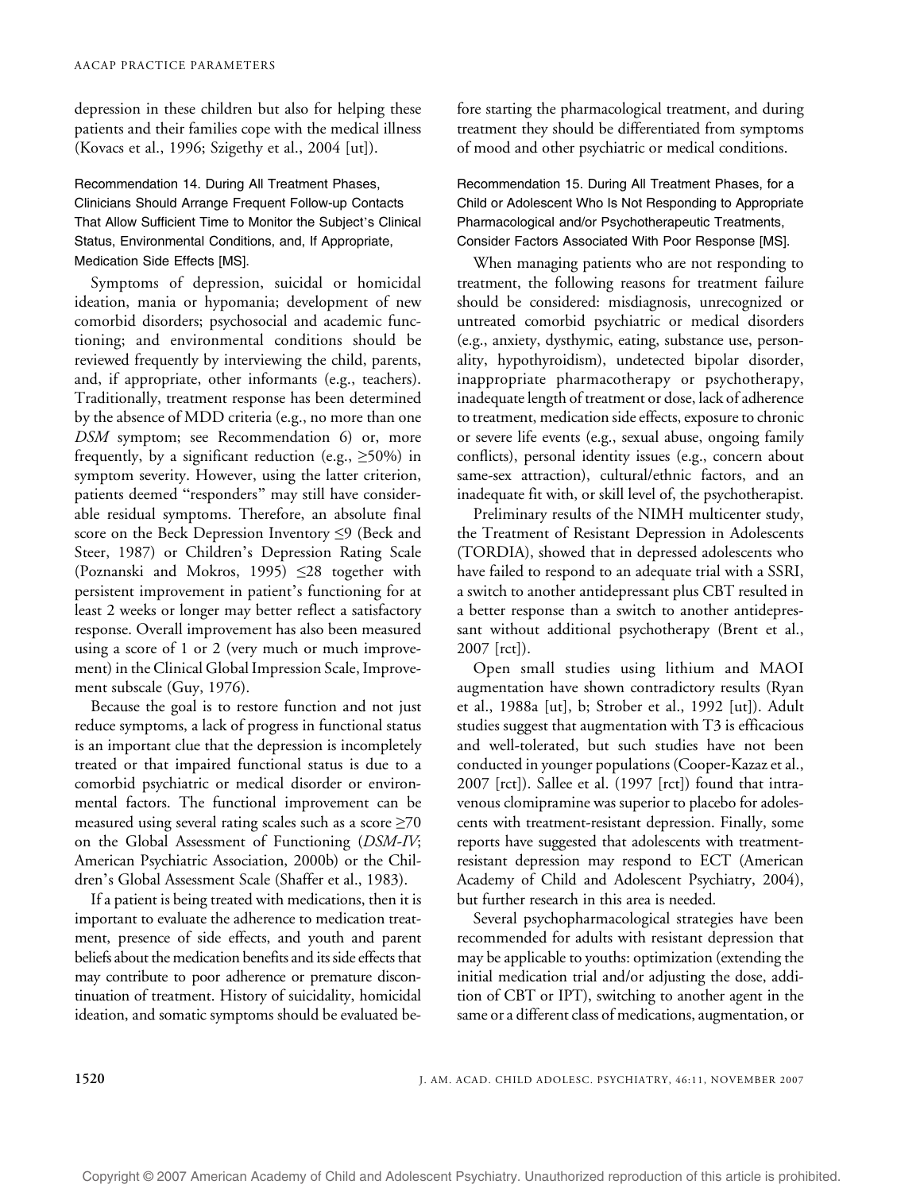depression in these children but also for helping these patients and their families cope with the medical illness (Kovacs et al., 1996; Szigethy et al., 2004 [ut]).

### Recommendation 14. During All Treatment Phases, Clinicians Should Arrange Frequent Follow-up Contacts That Allow Sufficient Time to Monitor the Subject's Clinical Status, Environmental Conditions, and, If Appropriate, Medication Side Effects [MS].

Symptoms of depression, suicidal or homicidal ideation, mania or hypomania; development of new comorbid disorders; psychosocial and academic functioning; and environmental conditions should be reviewed frequently by interviewing the child, parents, and, if appropriate, other informants (e.g., teachers). Traditionally, treatment response has been determined by the absence of MDD criteria (e.g., no more than one *DSM* symptom; see Recommendation 6) or, more frequently, by a significant reduction (e.g., $\geq$50%) in symptom severity. However, using the latter criterion, patients deemed "responders" may still have considerable residual symptoms. Therefore, an absolute final score on the Beck Depression Inventory $\leq$9 (Beck and Steer, 1987) or Children's Depression Rating Scale (Poznanski and Mokros, 1995) $\leq$28 together with persistent improvement in patient's functioning for at least 2 weeks or longer may better reflect a satisfactory response. Overall improvement has also been measured using a score of 1 or 2 (very much or much improvement) in the Clinical Global Impression Scale, Improvement subscale (Guy, 1976).

Because the goal is to restore function and not just reduce symptoms, a lack of progress in functional status is an important clue that the depression is incompletely treated or that impaired functional status is due to a comorbid psychiatric or medical disorder or environmental factors. The functional improvement can be measured using several rating scales such as a score $\geq$70 on the Global Assessment of Functioning (*DSM-IV*; American Psychiatric Association, 2000b) or the Children's Global Assessment Scale (Shaffer et al., 1983).

If a patient is being treated with medications, then it is important to evaluate the adherence to medication treatment, presence of side effects, and youth and parent beliefs about the medication benefits and its side effects that may contribute to poor adherence or premature discontinuation of treatment. History of suicidality, homicidal ideation, and somatic symptoms should be evaluated before starting the pharmacological treatment, and during treatment they should be differentiated from symptoms of mood and other psychiatric or medical conditions.

### Recommendation 15. During All Treatment Phases, for a Child or Adolescent Who Is Not Responding to Appropriate Pharmacological and/or Psychotherapeutic Treatments, Consider Factors Associated With Poor Response [MS].

When managing patients who are not responding to treatment, the following reasons for treatment failure should be considered: misdiagnosis, unrecognized or untreated comorbid psychiatric or medical disorders (e.g., anxiety, dysthymic, eating, substance use, personality, hypothyroidism), undetected bipolar disorder, inappropriate pharmacotherapy or psychotherapy, inadequate length of treatment or dose, lack of adherence to treatment, medication side effects, exposure to chronic or severe life events (e.g., sexual abuse, ongoing family conflicts), personal identity issues (e.g., concern about same-sex attraction), cultural/ethnic factors, and an inadequate fit with, or skill level of, the psychotherapist.

Preliminary results of the NIMH multicenter study, the Treatment of Resistant Depression in Adolescents (TORDIA), showed that in depressed adolescents who have failed to respond to an adequate trial with a SSRI, a switch to another antidepressant plus CBT resulted in a better response than a switch to another antidepressant without additional psychotherapy (Brent et al., 2007 [rct]).

Open small studies using lithium and MAOI augmentation have shown contradictory results (Ryan et al., 1988a [ut], b; Strober et al., 1992 [ut]). Adult studies suggest that augmentation with T3 is efficacious and well-tolerated, but such studies have not been conducted in younger populations (Cooper-Kazaz et al., 2007 [rct]). Sallee et al. (1997 [rct]) found that intravenous clomipramine was superior to placebo for adolescents with treatment-resistant depression. Finally, some reports have suggested that adolescents with treatment-resistant depression may respond to ECT (American Academy of Child and Adolescent Psychiatry, 2004), but further research in this area is needed.

Several psychopharmacological strategies have been recommended for adults with resistant depression that may be applicable to youths: optimization (extending the initial medication trial and/or adjusting the dose, addition of CBT or IPT), switching to another agent in the same or a different class of medications, augmentation, or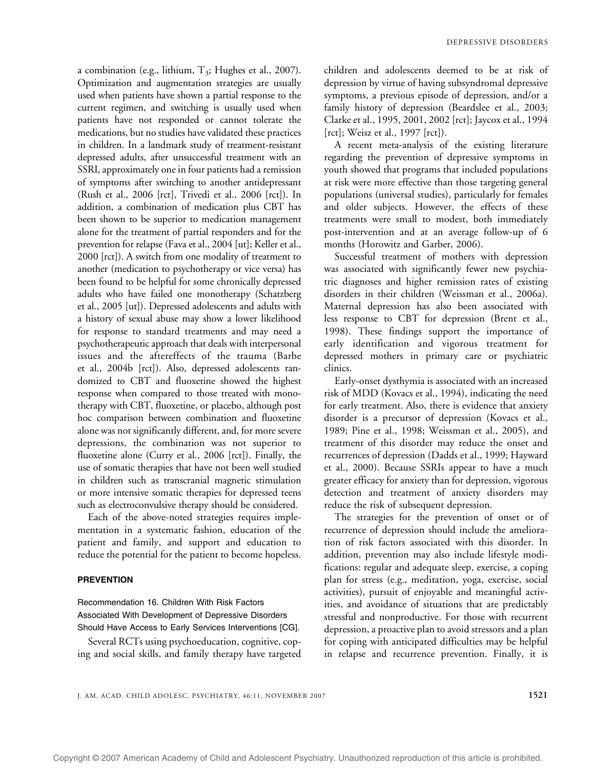a combination (e.g., lithium, $T_3$; Hughes et al., 2007). Optimization and augmentation strategies are usually used when patients have shown a partial response to the current regimen, and switching is usually used when patients have not responded or cannot tolerate the medications, but no studies have validated these practices in children. In a landmark study of treatment-resistant depressed adults, after unsuccessful treatment with an SSRI, approximately one in four patients had a remission of symptoms after switching to another antidepressant (Rush et al., 2006 [rct], Trivedi et al., 2006 [rct]). In addition, a combination of medication plus CBT has been shown to be superior to medication management alone for the treatment of partial responders and for the prevention for relapse (Fava et al., 2004 [ut]; Keller et al., 2000 [rct]). A switch from one modality of treatment to another (medication to psychotherapy or vice versa) has been found to be helpful for some chronically depressed adults who have failed one monotherapy (Schatzberg et al., 2005 [ut]). Depressed adolescents and adults with a history of sexual abuse may show a lower likelihood for response to standard treatments and may need a psychotherapeutic approach that deals with interpersonal issues and the aftereffects of the trauma (Barbe et al., 2004b [rct]). Also, depressed adolescents randomized to CBT and fluoxetine showed the highest response when compared to those treated with monotherapy with CBT, fluoxetine, or placebo, although post hoc comparison between combination and fluoxetine alone was not significantly different, and, for more severe depressions, the combination was not superior to fluoxetine alone (Curry et al., 2006 [rct]). Finally, the use of somatic therapies that have not been well studied in children such as transcranial magnetic stimulation or more intensive somatic therapies for depressed teens such as electroconvulsive therapy should be considered.

Each of the above-noted strategies requires implementation in a systematic fashion, education of the patient and family, and support and education to reduce the potential for the patient to become hopeless.

## PREVENTION

### Recommendation 16. Children With Risk Factors Associated With Development of Depressive Disorders Should Have Access to Early Services Interventions [CG].

Several RCTs using psychoeducation, cognitive, coping and social skills, and family therapy have targeted children and adolescents deemed to be at risk of depression by virtue of having subsyndromal depressive symptoms, a previous episode of depression, and/or a family history of depression (Beardslee et al., 2003; Clarke et al., 1995, 2001, 2002 [rct]; Jaycox et al., 1994 [rct]; Weisz et al., 1997 [rct]).

A recent meta-analysis of the existing literature regarding the prevention of depressive symptoms in youth showed that programs that included populations at risk were more effective than those targeting general populations (universal studies), particularly for females and older subjects. However, the effects of these treatments were small to modest, both immediately post-intervention and at an average follow-up of 6 months (Horowitz and Garber, 2006).

Successful treatment of mothers with depression was associated with significantly fewer new psychiatric diagnoses and higher remission rates of existing disorders in their children (Weissman et al., 2006a). Maternal depression has also been associated with less response to CBT for depression (Brent et al., 1998). These findings support the importance of early identification and vigorous treatment for depressed mothers in primary care or psychiatric clinics.

Early-onset dysthymia is associated with an increased risk of MDD (Kovacs et al., 1994), indicating the need for early treatment. Also, there is evidence that anxiety disorder is a precursor of depression (Kovacs et al., 1989; Pine et al., 1998; Weissman et al., 2005), and treatment of this disorder may reduce the onset and recurrences of depression (Dadds et al., 1999; Hayward et al., 2000). Because SSRIs appear to have a much greater efficacy for anxiety than for depression, vigorous detection and treatment of anxiety disorders may reduce the risk of subsequent depression.

The strategies for the prevention of onset or of recurrence of depression should include the amelioration of risk factors associated with this disorder. In addition, prevention may also include lifestyle modifications: regular and adequate sleep, exercise, a coping plan for stress (e.g., meditation, yoga, exercise, social activities), pursuit of enjoyable and meaningful activities, and avoidance of situations that are predictably stressful and nonproductive. For those with recurrent depression, a proactive plan to avoid stressors and a plan for coping with anticipated difficulties may be helpful in relapse and recurrence prevention. Finally, it is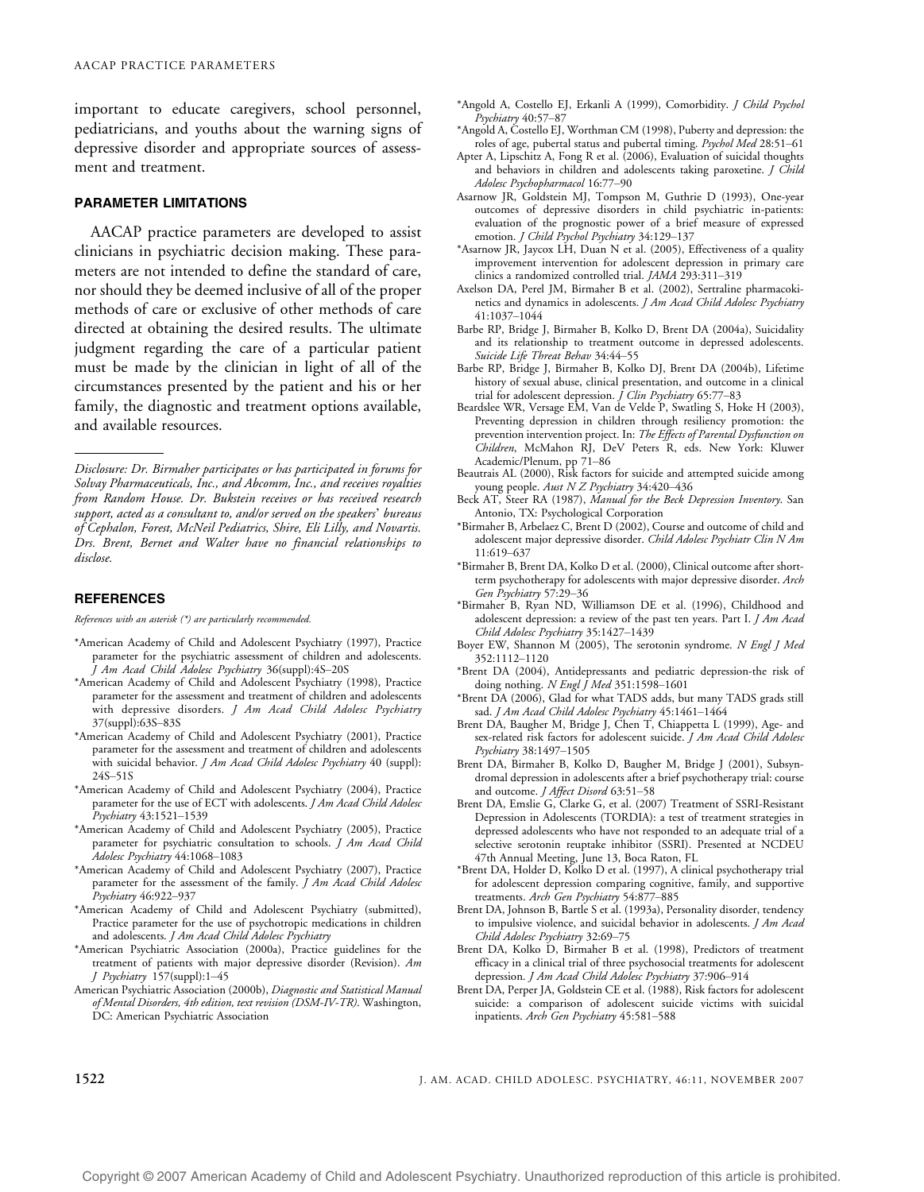important to educate caregivers, school personnel, pediatricians, and youths about the warning signs of depressive disorder and appropriate sources of assessment and treatment.

## PARAMETER LIMITATIONS

AACAP practice parameters are developed to assist clinicians in psychiatric decision making. These parameters are not intended to define the standard of care, nor should they be deemed inclusive of all of the proper methods of care or exclusive of other methods of care directed at obtaining the desired results. The ultimate judgment regarding the care of a particular patient must be made by the clinician in light of all of the circumstances presented by the patient and his or her family, the diagnostic and treatment options available, and available resources.

*Disclosure: Dr. Birmaher participates or has participated in forums for Solvay Pharmaceuticals, Inc., and Abcomm, Inc., and receives royalties from Random House. Dr. Bukstein receives or has received research support, acted as a consultant to, and/or served on the speakers' bureaus of Cephalon, Forest, McNeil Pediatrics, Shire, Eli Lilly, and Novartis. Drs. Brent, Bernet and Walter have no financial relationships to disclose.*

## REFERENCES

*References with an asterisk (*) are particularly recommended.*

*American Academy of Child and Adolescent Psychiatry (1997), Practice parameter for the psychiatric assessment of children and adolescents. *J Am Acad Child Adolesc Psychiatry* 36(suppl):4S–20S

*American Academy of Child and Adolescent Psychiatry (1998), Practice parameter for the assessment and treatment of children and adolescents with depressive disorders. *J Am Acad Child Adolesc Psychiatry* 37(suppl):63S–83S

*American Academy of Child and Adolescent Psychiatry (2001), Practice parameter for the assessment and treatment of children and adolescents with suicidal behavior. *J Am Acad Child Adolesc Psychiatry* 40 (suppl): 24S–51S

*American Academy of Child and Adolescent Psychiatry (2004), Practice parameter for the use of ECT with adolescents. *J Am Acad Child Adolesc Psychiatry* 43:1521–1539

*American Academy of Child and Adolescent Psychiatry (2005), Practice parameter for psychiatric consultation to schools. *J Am Acad Child Adolesc Psychiatry* 44:1068–1083

*American Academy of Child and Adolescent Psychiatry (2007), Practice parameter for the assessment of the family. *J Am Acad Child Adolesc Psychiatry* 46:922–937

*American Academy of Child and Adolescent Psychiatry (submitted), Practice parameter for the use of psychotropic medications in children and adolescents. *J Am Acad Child Adolesc Psychiatry*

*American Psychiatric Association (2000a), Practice guidelines for the treatment of patients with major depressive disorder (Revision). *Am J Psychiatry* 157(suppl):1–45

American Psychiatric Association (2000b), *Diagnostic and Statistical Manual of Mental Disorders, 4th edition, text revision (DSM-IV-TR)*. Washington, DC: American Psychiatric Association

*Angold A, Costello EJ, Erkanli A (1999), Comorbidity. *J Child Psychol Psychiatry* 40:57–87

*Angold A, Costello EJ, Worthman CM (1998), Puberty and depression: the roles of age, pubertal status and pubertal timing. *Psychol Med* 28:51–61

Apter A, Lipschitz A, Fong R et al. (2006), Evaluation of suicidal thoughts and behaviors in children and adolescents taking paroxetine. *J Child Adolesc Psychopharmacol* 16:77–90

Asarnow JR, Goldstein MJ, Tompson M, Guthrie D (1993), One-year outcomes of depressive disorders in child psychiatric in-patients: evaluation of the prognostic power of a brief measure of expressed emotion. *J Child Psychol Psychiatry* 34:129–137

*Asarnow JR, Jaycox LH, Duan N et al. (2005), Effectiveness of a quality improvement intervention for adolescent depression in primary care clinics a randomized controlled trial. *JAMA* 293:311–319

Axelson DA, Perel JM, Birmaher B et al. (2002), Sertraline pharmacokinetics and dynamics in adolescents. *J Am Acad Child Adolesc Psychiatry* 41:1037–1044

Barbe RP, Bridge J, Birmaher B, Kolko D, Brent DA (2004a), Suicidality and its relationship to treatment outcome in depressed adolescents. *Suicide Life Threat Behav* 34:44–55

Barbe RP, Bridge J, Birmaher B, Kolko DJ, Brent DA (2004b), Lifetime history of sexual abuse, clinical presentation, and outcome in a clinical trial for adolescent depression. *J Clin Psychiatry* 65:77–83

Beardslee WR, Versage EM, Van de Velde P, Swatling S, Hoke H (2003), Preventing depression in children through resiliency promotion: the prevention intervention project. In: *The Effects of Parental Dysfunction on Children*, McMahon RJ, DeV Peters R, eds. New York: Kluwer Academic/Plenum, pp 71–86

Beautrais AL (2000), Risk factors for suicide and attempted suicide among young people. *Aust N Z Psychiatry* 34:420–436

Beck AT, Steer RA (1987), *Manual for the Beck Depression Inventory*. San Antonio, TX: Psychological Corporation

*Birmaher B, Arbelaez C, Brent D (2002), Course and outcome of child and adolescent major depressive disorder. *Child Adolesc Psychiatr Clin N Am* 11:619–637

*Birmaher B, Brent DA, Kolko D et al. (2000), Clinical outcome after short-term psychotherapy for adolescents with major depressive disorder. *Arch Gen Psychiatry* 57:29–36

*Birmaher B, Ryan ND, Williamson DE et al. (1996), Childhood and adolescent depression: a review of the past ten years. Part I. *J Am Acad Child Adolesc Psychiatry* 35:1427–1439

Boyer EW, Shannon M (2005), The serotonin syndrome. *N Engl J Med* 352:1112–1120

*Brent DA (2004), Antidepressants and pediatric depression-the risk of doing nothing. *N Engl J Med* 351:1598–1601

*Brent DA (2006), Glad for what TADS adds, but many TADS grads still sad. *J Am Acad Child Adolesc Psychiatry* 45:1461–1464

Brent DA, Baugher M, Bridge J, Chen T, Chiappetta L (1999), Age- and sex-related risk factors for adolescent suicide. *J Am Acad Child Adolesc Psychiatry* 38:1497–1505

Brent DA, Birmaher B, Kolko D, Baugher M, Bridge J (2001), Subsyndromal depression in adolescents after a brief psychotherapy trial: course and outcome. *J Affect Disord* 63:51–58

Brent DA, Emslie G, Clarke G, et al. (2007) Treatment of SSRI-Resistant Depression in Adolescents (TORDIA): a test of treatment strategies in depressed adolescents who have not responded to an adequate trial of a selective serotonin reuptake inhibitor (SSRI). Presented at NCDEU 47th Annual Meeting, June 13, Boca Raton, FL

*Brent DA, Holder D, Kolko D et al. (1997), A clinical psychotherapy trial for adolescent depression comparing cognitive, family, and supportive treatments. *Arch Gen Psychiatry* 54:877–885

Brent DA, Johnson B, Bartle S et al. (1993a), Personality disorder, tendency to impulsive violence, and suicidal behavior in adolescents. *J Am Acad Child Adolesc Psychiatry* 32:69–75

Brent DA, Kolko D, Birmaher B et al. (1998), Predictors of treatment efficacy in a clinical trial of three psychosocial treatments for adolescent depression. *J Am Acad Child Adolesc Psychiatry* 37:906–914

Brent DA, Perper JA, Goldstein CE et al. (1988), Risk factors for adolescent suicide: a comparison of adolescent suicide victims with suicidal inpatients. *Arch Gen Psychiatry* 45:581–588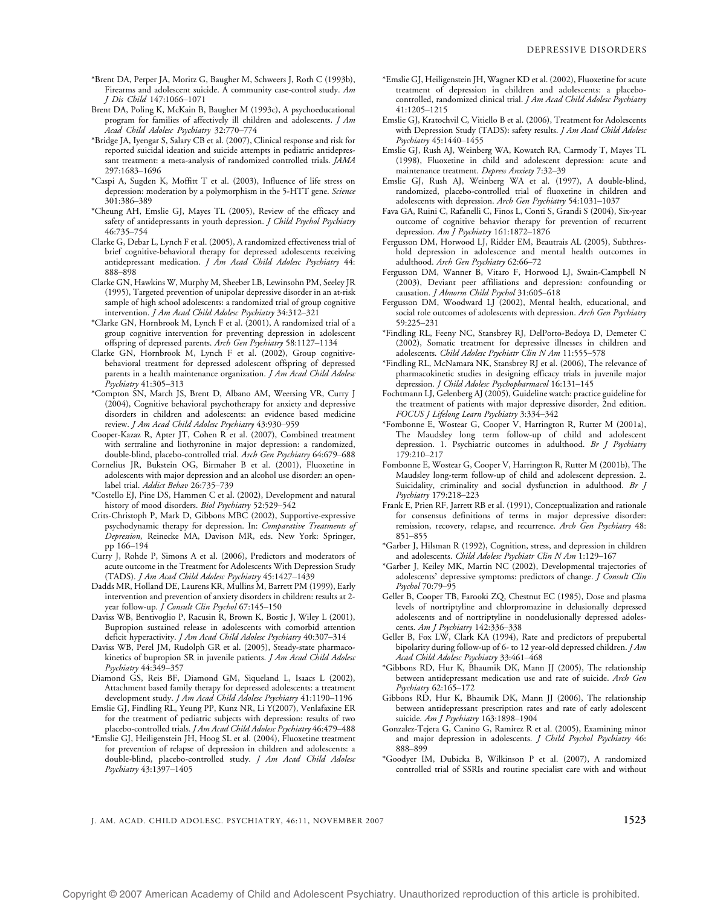*Brent DA, Perper JA, Moritz G, Baugher M, Schweers J, Roth C (1993b), Firearms and adolescent suicide. A community case-control study. *Am J Dis Child* 147:1066–1071

Brent DA, Poling K, McKain B, Baugher M (1993c), A psychoeducational program for families of affectively ill children and adolescents. *J Am Acad Child Adolesc Psychiatry* 32:770–774

*Bridge JA, Iyengar S, Salary CB et al. (2007), Clinical response and risk for reported suicidal ideation and suicide attempts in pediatric antidepressant treatment: a meta-analysis of randomized controlled trials. *JAMA* 297:1683–1696

*Caspi A, Sugden K, Moffitt T et al. (2003), Influence of life stress on depression: moderation by a polymorphism in the 5-HTT gene. *Science* 301:386–389

*Cheung AH, Emslie GJ, Mayes TL (2005), Review of the efficacy and safety of antidepressants in youth depression. *J Child Psychol Psychiatry* 46:735–754

Clarke G, Debar L, Lynch F et al. (2005), A randomized effectiveness trial of brief cognitive-behavioral therapy for depressed adolescents receiving antidepressant medication. *J Am Acad Child Adolesc Psychiatry* 44: 888–898

Clarke GN, Hawkins W, Murphy M, Sheeber LB, Lewinsohn PM, Seeley JR (1995), Targeted prevention of unipolar depressive disorder in an at-risk sample of high school adolescents: a randomized trial of group cognitive intervention. *J Am Acad Child Adolesc Psychiatry* 34:312–321

*Clarke GN, Hornbrook M, Lynch F et al. (2001), A randomized trial of a group cognitive intervention for preventing depression in adolescent offspring of depressed parents. *Arch Gen Psychiatry* 58:1127–1134

Clarke GN, Hornbrook M, Lynch F et al. (2002), Group cognitive-behavioral treatment for depressed adolescent offspring of depressed parents in a health maintenance organization. *J Am Acad Child Adolesc Psychiatry* 41:305–313

*Compton SN, March JS, Brent D, Albano AM, Weersing VR, Curry J (2004), Cognitive behavioral psychotherapy for anxiety and depressive disorders in children and adolescents: an evidence based medicine review. *J Am Acad Child Adolesc Psychiatry* 43:930–959

Cooper-Kazaz R, Apter JT, Cohen R et al. (2007), Combined treatment with sertraline and liothyronine in major depression: a randomized, double-blind, placebo-controlled trial. *Arch Gen Psychiatry* 64:679–688

Cornelius JR, Bukstein OG, Birmaher B et al. (2001), Fluoxetine in adolescents with major depression and an alcohol use disorder: an open-label trial. *Addict Behav* 26:735–739

*Costello EJ, Pine DS, Hammen C et al. (2002), Development and natural history of mood disorders. *Biol Psychiatry* 52:529–542

Crits-Christoph P, Mark D, Gibbons MBC (2002), Supportive-expressive psychodynamic therapy for depression. In: *Comparative Treatments of Depression*, Reinecke MA, Davison MR, eds. New York: Springer, pp 166–194

Curry J, Rohde P, Simons A et al. (2006), Predictors and moderators of acute outcome in the Treatment for Adolescents With Depression Study (TADS). *J Am Acad Child Adolesc Psychiatry* 45:1427–1439

Dadds MR, Holland DE, Laurens KR, Mullins M, Barrett PM (1999), Early intervention and prevention of anxiety disorders in children: results at 2-year follow-up. *J Consult Clin Psychol* 67:145–150

Daviss WB, Bentivoglio P, Racusin R, Brown K, Bostic J, Wiley L (2001), Bupropion sustained release in adolescents with comorbid attention deficit hyperactivity. *J Am Acad Child Adolesc Psychiatry* 40:307–314

Daviss WB, Perel JM, Rudolph GR et al. (2005), Steady-state pharmacokinetics of bupropion SR in juvenile patients. *J Am Acad Child Adolesc Psychiatry* 44:349–357

Diamond GS, Reis BF, Diamond GM, Siqueland L, Isaacs L (2002), Attachment based family therapy for depressed adolescents: a treatment development study. *J Am Acad Child Adolesc Psychiatry* 41:1190–1196

Emslie GJ, Findling RL, Yeung PP, Kunz NR, Li Y(2007), Venlafaxine ER for the treatment of pediatric subjects with depression: results of two placebo-controlled trials. *J Am Acad Child Adolesc Psychiatry* 46:479–488

*Emslie GJ, Heiligenstein JH, Hoog SL et al. (2004), Fluoxetine treatment for prevention of relapse of depression in children and adolescents: a double-blind, placebo-controlled study. *J Am Acad Child Adolesc Psychiatry* 43:1397–1405

*Emslie GJ, Heiligenstein JH, Wagner KD et al. (2002), Fluoxetine for acute treatment of depression in children and adolescents: a placebo-controlled, randomized clinical trial. *J Am Acad Child Adolesc Psychiatry* 41:1205–1215

Emslie GJ, Kratochvil C, Vitiello B et al. (2006), Treatment for Adolescents with Depression Study (TADS): safety results. *J Am Acad Child Adolesc Psychiatry* 45:1440–1455

Emslie GJ, Rush AJ, Weinberg WA, Kowatch RA, Carmody T, Mayes TL (1998), Fluoxetine in child and adolescent depression: acute and maintenance treatment. *Depress Anxiety* 7:32–39

Emslie GJ, Rush AJ, Weinberg WA et al. (1997), A double-blind, randomized, placebo-controlled trial of fluoxetine in children and adolescents with depression. *Arch Gen Psychiatry* 54:1031–1037

Fava GA, Ruini C, Rafanelli C, Finos L, Conti S, Grandi S (2004), Six-year outcome of cognitive behavior therapy for prevention of recurrent depression. *Am J Psychiatry* 161:1872–1876

Fergusson DM, Horwood LJ, Ridder EM, Beautrais AL (2005), Subthreshold depression in adolescence and mental health outcomes in adulthood. *Arch Gen Psychiatry* 62:66–72

Fergusson DM, Wanner B, Vitaro F, Horwood LJ, Swain-Campbell N (2003), Deviant peer affiliations and depression: confounding or causation. *J Abnorm Child Psychol* 31:605–618

Fergusson DM, Woodward LJ (2002), Mental health, educational, and social role outcomes of adolescents with depression. *Arch Gen Psychiatry* 59:225–231

*Findling RL, Feeny NC, Stansbrey RJ, DelPorto-Bedoya D, Demeter C (2002), Somatic treatment for depressive illnesses in children and adolescents. *Child Adolesc Psychiatr Clin N Am* 11:555–578

*Findling RL, McNamara NK, Stansbrey RJ et al. (2006), The relevance of pharmacokinetic studies in designing efficacy trials in juvenile major depression. *J Child Adolesc Psychopharmacol* 16:131–145

Fochtmann LJ, Gelenberg AJ (2005), Guideline watch: practice guideline for the treatment of patients with major depressive disorder, 2nd edition. *FOCUS J Lifelong Learn Psychiatry* 3:334–342

*Fombonne E, Wostear G, Cooper V, Harrington R, Rutter M (2001a), The Maudsley long term follow-up of child and adolescent depression. 1. Psychiatric outcomes in adulthood. *Br J Psychiatry* 179:210–217

Fombonne E, Wostear G, Cooper V, Harrington R, Rutter M (2001b), The Maudsley long-term follow-up of child and adolescent depression. 2. Suicidality, criminality and social dysfunction in adulthood. *Br J Psychiatry* 179:218–223

Frank E, Prien RF, Jarrett RB et al. (1991), Conceptualization and rationale for consensus definitions of terms in major depressive disorder: remission, recovery, relapse, and recurrence. *Arch Gen Psychiatry* 48: 851–855

*Garber J, Hilsman R (1992), Cognition, stress, and depression in children and adolescents. *Child Adolesc Psychiatr Clin N Am* 1:129–167

*Garber J, Keiley MK, Martin NC (2002), Developmental trajectories of adolescents' depressive symptoms: predictors of change. *J Consult Clin Psychol* 70:79–95

Geller B, Cooper TB, Farooki ZQ, Chestnut EC (1985), Dose and plasma levels of nortriptyline and chlorpromazine in delusionally depressed adolescents and of nortriptyline in nondelusionally depressed adolescents. *Am J Psychiatry* 142:336–338

Geller B, Fox LW, Clark KA (1994), Rate and predictors of prepubertal bipolarity during follow-up of 6- to 12 year-old depressed children. *J Am Acad Child Adolesc Psychiatry* 33:461–468

*Gibbons RD, Hur K, Bhaumik DK, Mann JJ (2005), The relationship between antidepressant medication use and rate of suicide. *Arch Gen Psychiatry* 62:165–172

Gibbons RD, Hur K, Bhaumik DK, Mann JJ (2006), The relationship between antidepressant prescription rates and rate of early adolescent suicide. *Am J Psychiatry* 163:1898–1904

Gonzalez-Tejera G, Canino G, Ramirez R et al. (2005), Examining minor and major depression in adolescents. *J Child Psychol Psychiatry* 46: 888–899

*Goodyer IM, Dubicka B, Wilkinson P et al. (2007), A randomized controlled trial of SSRIs and routine specialist care with and without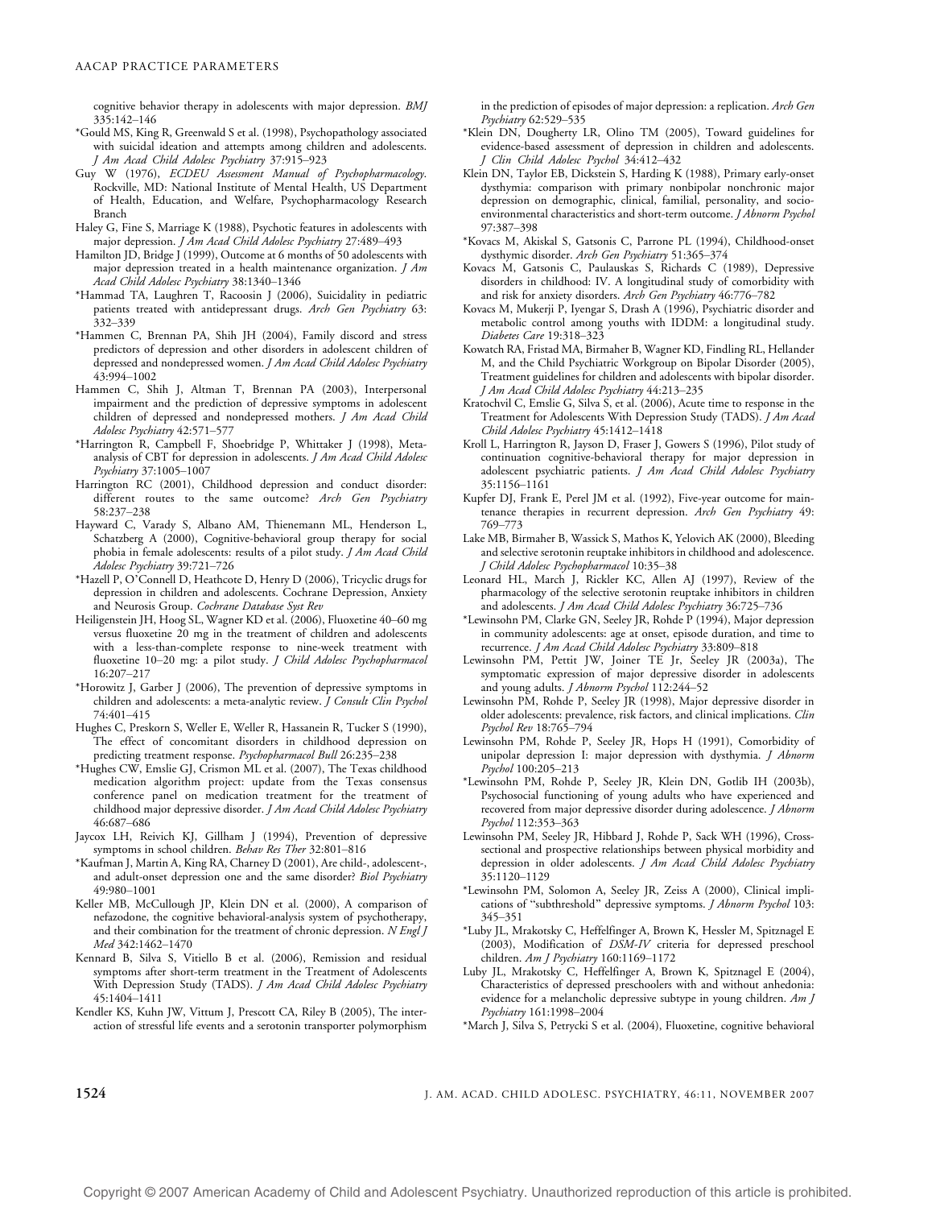cognitive behavior therapy in adolescents with major depression. *BMJ* 335:142–146

*Gould MS, King R, Greenwald S et al. (1998), Psychopathology associated with suicidal ideation and attempts among children and adolescents. *J Am Acad Child Adolesc Psychiatry* 37:915–923

Guy W (1976), *ECDEU Assessment Manual of Psychopharmacology*. Rockville, MD: National Institute of Mental Health, US Department of Health, Education, and Welfare, Psychopharmacology Research Branch

Haley G, Fine S, Marriage K (1988), Psychotic features in adolescents with major depression. *J Am Acad Child Adolesc Psychiatry* 27:489–493

Hamilton JD, Bridge J (1999), Outcome at 6 months of 50 adolescents with major depression treated in a health maintenance organization. *J Am Acad Child Adolesc Psychiatry* 38:1340–1346

*Hammad TA, Laughren T, Racoosin J (2006), Suicidality in pediatric patients treated with antidepressant drugs. *Arch Gen Psychiatry* 63: 332–339

*Hammen C, Brennan PA, Shih JH (2004), Family discord and stress predictors of depression and other disorders in adolescent children of depressed and nondepressed women. *J Am Acad Child Adolesc Psychiatry* 43:994–1002

Hammen C, Shih J, Altman T, Brennan PA (2003), Interpersonal impairment and the prediction of depressive symptoms in adolescent children of depressed and nondepressed mothers. *J Am Acad Child Adolesc Psychiatry* 42:571–577

*Harrington R, Campbell F, Shoebridge P, Whittaker J (1998), Meta-analysis of CBT for depression in adolescents. *J Am Acad Child Adolesc Psychiatry* 37:1005–1007

Harrington RC (2001), Childhood depression and conduct disorder: different routes to the same outcome? *Arch Gen Psychiatry* 58:237–238

Hayward C, Varady S, Albano AM, Thienemann ML, Henderson L, Schatzberg A (2000), Cognitive-behavioral group therapy for social phobia in female adolescents: results of a pilot study. *J Am Acad Child Adolesc Psychiatry* 39:721–726

*Hazell P, O'Connell D, Heathcote D, Henry D (2006), Tricyclic drugs for depression in children and adolescents. Cochrane Depression, Anxiety and Neurosis Group. *Cochrane Database Syst Rev*

Heiligenstein JH, Hoog SL, Wagner KD et al. (2006), Fluoxetine 40–60 mg versus fluoxetine 20 mg in the treatment of children and adolescents with a less-than-complete response to nine-week treatment with fluoxetine 10–20 mg: a pilot study. *J Child Adolesc Psychopharmacol* 16:207–217

*Horowitz J, Garber J (2006), The prevention of depressive symptoms in children and adolescents: a meta-analytic review. *J Consult Clin Psychol* 74:401–415

Hughes C, Preskorn S, Weller E, Weller R, Hassanein R, Tucker S (1990), The effect of concomitant disorders in childhood depression on predicting treatment response. *Psychopharmacol Bull* 26:235–238

*Hughes CW, Emslie GJ, Crismon ML et al. (2007), The Texas childhood medication algorithm project: update from the Texas consensus conference panel on medication treatment for the treatment of childhood major depressive disorder. *J Am Acad Child Adolesc Psychiatry* 46:687–686

Jaycox LH, Reivich KJ, Gillham J (1994), Prevention of depressive symptoms in school children. *Behav Res Ther* 32:801–816

*Kaufman J, Martin A, King RA, Charney D (2001), Are child-, adolescent-, and adult-onset depression one and the same disorder? *Biol Psychiatry* 49:980–1001

Keller MB, McCullough JP, Klein DN et al. (2000), A comparison of nefazodone, the cognitive behavioral-analysis system of psychotherapy, and their combination for the treatment of chronic depression. *N Engl J Med* 342:1462–1470

Kennard B, Silva S, Vitiello B et al. (2006), Remission and residual symptoms after short-term treatment in the Treatment of Adolescents With Depression Study (TADS). *J Am Acad Child Adolesc Psychiatry* 45:1404–1411

Kendler KS, Kuhn JW, Vittum J, Prescott CA, Riley B (2005), The interaction of stressful life events and a serotonin transporter polymorphism in the prediction of episodes of major depression: a replication. *Arch Gen Psychiatry* 62:529–535

*Klein DN, Dougherty LR, Olino TM (2005), Toward guidelines for evidence-based assessment of depression in children and adolescents. *J Clin Child Adolesc Psychol* 34:412–432

Klein DN, Taylor EB, Dickstein S, Harding K (1988), Primary early-onset dysthymia: comparison with primary nonbipolar nonchronic major depression on demographic, clinical, familial, personality, and socioenvironmental characteristics and short-term outcome. *J Abnorm Psychol* 97:387–398

*Kovacs M, Akiskal S, Gatsonis C, Parrone PL (1994), Childhood-onset dysthymic disorder. *Arch Gen Psychiatry* 51:365–374

Kovacs M, Gatsonis C, Paulauskas S, Richards C (1989), Depressive disorders in childhood: IV. A longitudinal study of comorbidity with and risk for anxiety disorders. *Arch Gen Psychiatry* 46:776–782

Kovacs M, Mukerji P, Iyengar S, Drash A (1996), Psychiatric disorder and metabolic control among youths with IDDM: a longitudinal study. *Diabetes Care* 19:318–323

Kowatch RA, Fristad MA, Birmaher B, Wagner KD, Findling RL, Hellander M, and the Child Psychiatric Workgroup on Bipolar Disorder (2005), Treatment guidelines for children and adolescents with bipolar disorder. *J Am Acad Child Adolesc Psychiatry* 44:213–235

Kratochvil C, Emslie G, Silva S, et al. (2006), Acute time to response in the Treatment for Adolescents With Depression Study (TADS). *J Am Acad Child Adolesc Psychiatry* 45:1412–1418

Kroll L, Harrington R, Jayson D, Fraser J, Gowers S (1996), Pilot study of continuation cognitive-behavioral therapy for major depression in adolescent psychiatric patients. *J Am Acad Child Adolesc Psychiatry* 35:1156–1161

Kupfer DJ, Frank E, Perel JM et al. (1992), Five-year outcome for maintenance therapies in recurrent depression. *Arch Gen Psychiatry* 49: 769–773

Lake MB, Birmaher B, Wassick S, Mathos K, Yelovich AK (2000), Bleeding and selective serotonin reuptake inhibitors in childhood and adolescence. *J Child Adolesc Psychopharmacol* 10:35–38

Leonard HL, March J, Rickler KC, Allen AJ (1997), Review of the pharmacology of the selective serotonin reuptake inhibitors in children and adolescents. *J Am Acad Child Adolesc Psychiatry* 36:725–736

*Lewinsohn PM, Clarke GN, Seeley JR, Rohde P (1994), Major depression in community adolescents: age at onset, episode duration, and time to recurrence. *J Am Acad Child Adolesc Psychiatry* 33:809–818

Lewinsohn PM, Pettit JW, Joiner TE Jr, Seeley JR (2003a), The symptomatic expression of major depressive disorder in adolescents and young adults. *J Abnorm Psychol* 112:244–52

Lewinsohn PM, Rohde P, Seeley JR (1998), Major depressive disorder in older adolescents: prevalence, risk factors, and clinical implications. *Clin Psychol Rev* 18:765–794

Lewinsohn PM, Rohde P, Seeley JR, Hops H (1991), Comorbidity of unipolar depression I: major depression with dysthymia. *J Abnorm Psychol* 100:205–213

*Lewinsohn PM, Rohde P, Seeley JR, Klein DN, Gotlib IH (2003b), Psychosocial functioning of young adults who have experienced and recovered from major depressive disorder during adolescence. *J Abnorm Psychol* 112:353–363

Lewinsohn PM, Seeley JR, Hibbard J, Rohde P, Sack WH (1996), Cross-sectional and prospective relationships between physical morbidity and depression in older adolescents. *J Am Acad Child Adolesc Psychiatry* 35:1120–1129

*Lewinsohn PM, Solomon A, Seeley JR, Zeiss A (2000), Clinical implications of "subthreshold" depressive symptoms. *J Abnorm Psychol* 103: 345–351

*Luby JL, Mrakotsky C, Heffelfinger A, Brown K, Hessler M, Spitznagel E (2003), Modification of *DSM-IV* criteria for depressed preschool children. *Am J Psychiatry* 160:1169–1172

Luby JL, Mrakotsky C, Heffelfinger A, Brown K, Spitznagel E (2004), Characteristics of depressed preschoolers with and without anhedonia: evidence for a melancholic depressive subtype in young children. *Am J Psychiatry* 161:1998–2004

*March J, Silva S, Petrycki S et al. (2004), Fluoxetine, cognitive behavioral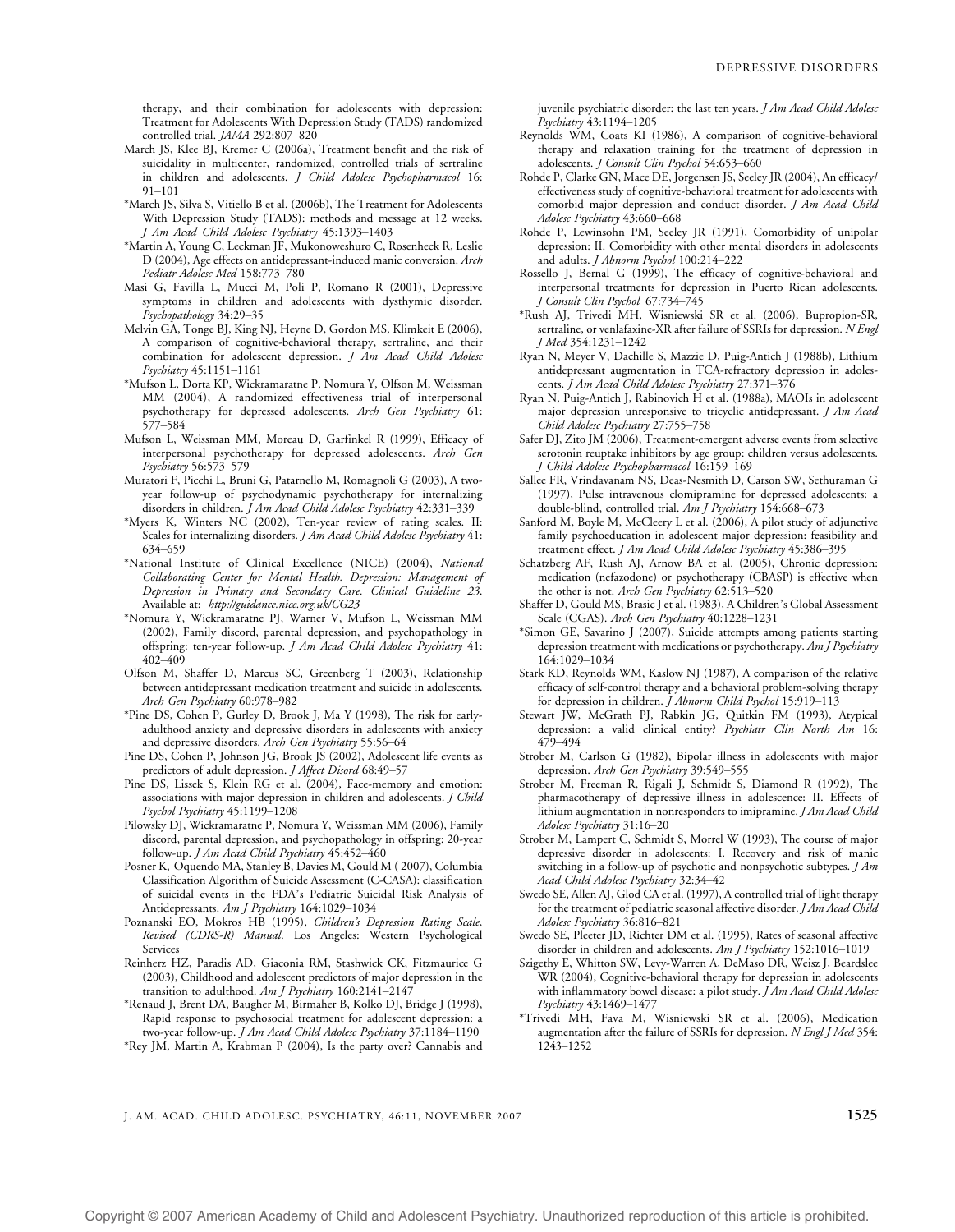therapy, and their combination for adolescents with depression: Treatment for Adolescents With Depression Study (TADS) randomized controlled trial. *JAMA* 292:807–820

March JS, Klee BJ, Kremer C (2006a), Treatment benefit and the risk of suicidality in multicenter, randomized, controlled trials of sertraline in children and adolescents. *J Child Adolesc Psychopharmacol* 16: 91–101

*March JS, Silva S, Vitiello B et al. (2006b), The Treatment for Adolescents With Depression Study (TADS): methods and message at 12 weeks. *J Am Acad Child Adolesc Psychiatry* 45:1393–1403

*Martin A, Young C, Leckman JF, Mukonoweshuro C, Rosenheck R, Leslie D (2004), Age effects on antidepressant-induced manic conversion. *Arch Pediatr Adolesc Med* 158:773–780

Masi G, Favilla L, Mucci M, Poli P, Romano R (2001), Depressive symptoms in children and adolescents with dysthymic disorder. *Psychopathology* 34:29–35

Melvin GA, Tonge BJ, King NJ, Heyne D, Gordon MS, Klimkeit E (2006), A comparison of cognitive-behavioral therapy, sertraline, and their combination for adolescent depression. *J Am Acad Child Adolesc Psychiatry* 45:1151–1161

*Mufson L, Dorta KP, Wickramaratne P, Nomura Y, Olfson M, Weissman MM (2004), A randomized effectiveness trial of interpersonal psychotherapy for depressed adolescents. *Arch Gen Psychiatry* 61: 577–584

Mufson L, Weissman MM, Moreau D, Garfinkel R (1999), Efficacy of interpersonal psychotherapy for depressed adolescents. *Arch Gen Psychiatry* 56:573–579

Muratori F, Picchi L, Bruni G, Patarnello M, Romagnoli G (2003), A two-year follow-up of psychodynamic psychotherapy for internalizing disorders in children. *J Am Acad Child Adolesc Psychiatry* 42:331–339

*Myers K, Winters NC (2002), Ten-year review of rating scales. II: Scales for internalizing disorders. *J Am Acad Child Adolesc Psychiatry* 41: 634–659

*National Institute of Clinical Excellence (NICE) (2004), *National Collaborating Center for Mental Health. Depression: Management of Depression in Primary and Secondary Care. Clinical Guideline 23.* Available at: *http://guidance.nice.org.uk/CG23*

*Nomura Y, Wickramaratne PJ, Warner V, Mufson L, Weissman MM (2002), Family discord, parental depression, and psychopathology in offspring: ten-year follow-up. *J Am Acad Child Adolesc Psychiatry* 41: 402–409

Olfson M, Shaffer D, Marcus SC, Greenberg T (2003), Relationship between antidepressant medication treatment and suicide in adolescents. *Arch Gen Psychiatry* 60:978–982

*Pine DS, Cohen P, Gurley D, Brook J, Ma Y (1998), The risk for early-adulthood anxiety and depressive disorders in adolescents with anxiety and depressive disorders. *Arch Gen Psychiatry* 55:56–64

Pine DS, Cohen P, Johnson JG, Brook JS (2002), Adolescent life events as predictors of adult depression. *J Affect Disord* 68:49–57

Pine DS, Lissek S, Klein RG et al. (2004), Face-memory and emotion: associations with major depression in children and adolescents. *J Child Psychol Psychiatry* 45:1199–1208

Pilowsky DJ, Wickramaratne P, Nomura Y, Weissman MM (2006), Family discord, parental depression, and psychopathology in offspring: 20-year follow-up. *J Am Acad Child Psychiatry* 45:452–460

Posner K, Oquendo MA, Stanley B, Davies M, Gould M ( 2007), Columbia Classification Algorithm of Suicide Assessment (C-CASA): classification of suicidal events in the FDA's Pediatric Suicidal Risk Analysis of Antidepressants. *Am J Psychiatry* 164:1029–1034

Poznanski EO, Mokros HB (1995), *Children's Depression Rating Scale, Revised (CDRS-R) Manual*. Los Angeles: Western Psychological Services

Reinherz HZ, Paradis AD, Giaconia RM, Stashwick CK, Fitzmaurice G (2003), Childhood and adolescent predictors of major depression in the transition to adulthood. *Am J Psychiatry* 160:2141–2147

*Renaud J, Brent DA, Baugher M, Birmaher B, Kolko DJ, Bridge J (1998), Rapid response to psychosocial treatment for adolescent depression: a two-year follow-up. *J Am Acad Child Adolesc Psychiatry* 37:1184–1190

*Rey JM, Martin A, Krabman P (2004), Is the party over? Cannabis and juvenile psychiatric disorder: the last ten years. *J Am Acad Child Adolesc Psychiatry* 43:1194–1205

Reynolds WM, Coats KI (1986), A comparison of cognitive-behavioral therapy and relaxation training for the treatment of depression in adolescents. *J Consult Clin Psychol* 54:653–660

Rohde P, Clarke GN, Mace DE, Jorgensen JS, Seeley JR (2004), An efficacy/effectiveness study of cognitive-behavioral treatment for adolescents with comorbid major depression and conduct disorder. *J Am Acad Child Adolesc Psychiatry* 43:660–668

Rohde P, Lewinsohn PM, Seeley JR (1991), Comorbidity of unipolar depression: II. Comorbidity with other mental disorders in adolescents and adults. *J Abnorm Psychol* 100:214–222

Rossello J, Bernal G (1999), The efficacy of cognitive-behavioral and interpersonal treatments for depression in Puerto Rican adolescents. *J Consult Clin Psychol* 67:734–745

*Rush AJ, Trivedi MH, Wisniewski SR et al. (2006), Bupropion-SR, sertraline, or venlafaxine-XR after failure of SSRIs for depression. *N Engl J Med* 354:1231–1242

Ryan N, Meyer V, Dachille S, Mazzie D, Puig-Antich J (1988b), Lithium antidepressant augmentation in TCA-refractory depression in adolescents. *J Am Acad Child Adolesc Psychiatry* 27:371–376

Ryan N, Puig-Antich J, Rabinovich H et al. (1988a), MAOIs in adolescent major depression unresponsive to tricyclic antidepressant. *J Am Acad Child Adolesc Psychiatry* 27:755–758

Safer DJ, Zito JM (2006), Treatment-emergent adverse events from selective serotonin reuptake inhibitors by age group: children versus adolescents. *J Child Adolesc Psychopharmacol* 16:159–169

Sallee FR, Vrindavanam NS, Deas-Nesmith D, Carson SW, Sethuraman G (1997), Pulse intravenous clomipramine for depressed adolescents: a double-blind, controlled trial. *Am J Psychiatry* 154:668–673

Sanford M, Boyle M, McCleery L et al. (2006), A pilot study of adjunctive family psychoeducation in adolescent major depression: feasibility and treatment effect. *J Am Acad Child Adolesc Psychiatry* 45:386–395

Schatzberg AF, Rush AJ, Arnow BA et al. (2005), Chronic depression: medication (nefazodone) or psychotherapy (CBASP) is effective when the other is not. *Arch Gen Psychiatry* 62:513–520

Shaffer D, Gould MS, Brasic J et al. (1983), A Children's Global Assessment Scale (CGAS). *Arch Gen Psychiatry* 40:1228–1231

*Simon GE, Savarino J (2007), Suicide attempts among patients starting depression treatment with medications or psychotherapy. *Am J Psychiatry* 164:1029–1034

Stark KD, Reynolds WM, Kaslow NJ (1987), A comparison of the relative efficacy of self-control therapy and a behavioral problem-solving therapy for depression in children. *J Abnorm Child Psychol* 15:919–113

Stewart JW, McGrath PJ, Rabkin JG, Quitkin FM (1993), Atypical depression: a valid clinical entity? *Psychiatr Clin North Am* 16: 479–494

Strober M, Carlson G (1982), Bipolar illness in adolescents with major depression. *Arch Gen Psychiatry* 39:549–555

Strober M, Freeman R, Rigali J, Schmidt S, Diamond R (1992), The pharmacotherapy of depressive illness in adolescence: II. Effects of lithium augmentation in nonresponders to imipramine. *J Am Acad Child Adolesc Psychiatry* 31:16–20

Strober M, Lampert C, Schmidt S, Morrel W (1993), The course of major depressive disorder in adolescents: I. Recovery and risk of manic switching in a follow-up of psychotic and nonpsychotic subtypes. *J Am Acad Child Adolesc Psychiatry* 32:34–42

Swedo SE, Allen AJ, Glod CA et al. (1997), A controlled trial of light therapy for the treatment of pediatric seasonal affective disorder. *J Am Acad Child Adolesc Psychiatry* 36:816–821

Swedo SE, Pleeter JD, Richter DM et al. (1995), Rates of seasonal affective disorder in children and adolescents. *Am J Psychiatry* 152:1016–1019

Szigethy E, Whitton SW, Levy-Warren A, DeMaso DR, Weisz J, Beardslee WR (2004), Cognitive-behavioral therapy for depression in adolescents with inflammatory bowel disease: a pilot study. *J Am Acad Child Adolesc Psychiatry* 43:1469–1477

*Trivedi MH, Fava M, Wisniewski SR et al. (2006), Medication augmentation after the failure of SSRIs for depression. *N Engl J Med* 354: 1243–1252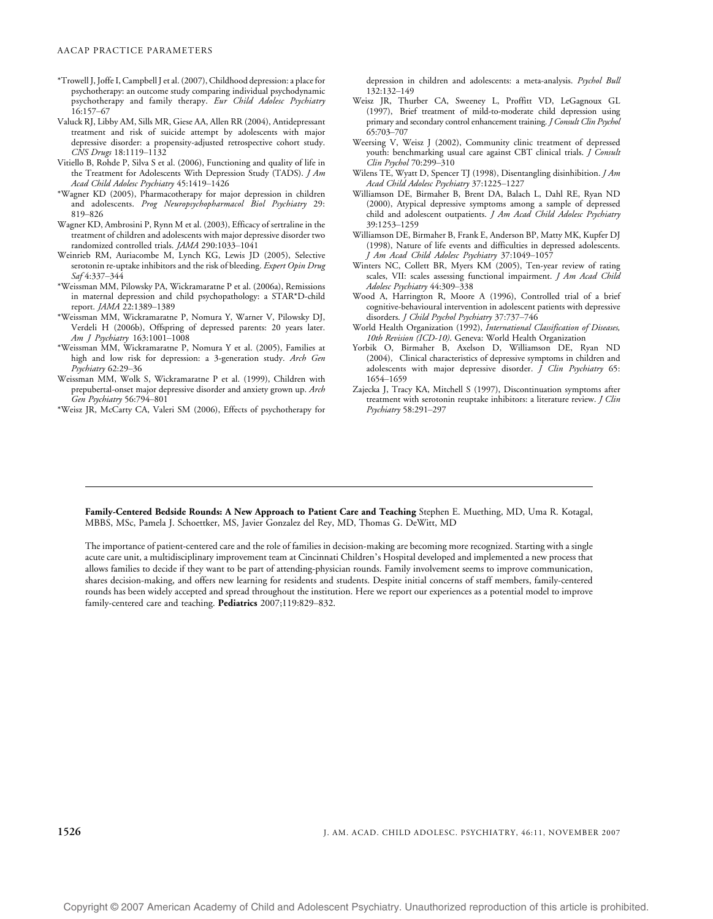*Trowell J, Joffe I, Campbell J et al. (2007), Childhood depression: a place for psychotherapy: an outcome study comparing individual psychodynamic psychotherapy and family therapy. *Eur Child Adolesc Psychiatry* 16:157–67

Valuck RJ, Libby AM, Sills MR, Giese AA, Allen RR (2004), Antidepressant treatment and risk of suicide attempt by adolescents with major depressive disorder: a propensity-adjusted retrospective cohort study. *CNS Drugs* 18:1119–1132

Vitiello B, Rohde P, Silva S et al. (2006), Functioning and quality of life in the Treatment for Adolescents With Depression Study (TADS). *J Am Acad Child Adolesc Psychiatry* 45:1419–1426

*Wagner KD (2005), Pharmacotherapy for major depression in children and adolescents. *Prog Neuropsychopharmacol Biol Psychiatry* 29: 819–826

Wagner KD, Ambrosini P, Rynn M et al. (2003), Efficacy of sertraline in the treatment of children and adolescents with major depressive disorder two randomized controlled trials. *JAMA* 290:1033–1041

Weinrieb RM, Auriacombe M, Lynch KG, Lewis JD (2005), Selective serotonin re-uptake inhibitors and the risk of bleeding. *Expert Opin Drug Saf* 4:337–344

*Weissman MM, Pilowsky PA, Wickramaratne P et al. (2006a), Remissions in maternal depression and child psychopathology: a STAR*D-child report. *JAMA* 22:1389–1389

*Weissman MM, Wickramaratne P, Nomura Y, Warner V, Pilowsky DJ, Verdeli H (2006b), Offspring of depressed parents: 20 years later. *Am J Psychiatry* 163:1001–1008

*Weissman MM, Wickramaratne P, Nomura Y et al. (2005), Families at high and low risk for depression: a 3-generation study. *Arch Gen Psychiatry* 62:29–36

Weissman MM, Wolk S, Wickramaratne P et al. (1999), Children with prepubertal-onset major depressive disorder and anxiety grown up. *Arch Gen Psychiatry* 56:794–801

*Weisz JR, McCarty CA, Valeri SM (2006), Effects of psychotherapy for depression in children and adolescents: a meta-analysis. *Psychol Bull* 132:132–149

Weisz JR, Thurber CA, Sweeney L, Proffitt VD, LeGagnoux GL (1997), Brief treatment of mild-to-moderate child depression using primary and secondary control enhancement training. *J Consult Clin Psychol* 65:703–707

Weersing V, Weisz J (2002), Community clinic treatment of depressed youth: benchmarking usual care against CBT clinical trials. *J Consult Clin Psychol* 70:299–310

Wilens TE, Wyatt D, Spencer TJ (1998), Disentangling disinhibition. *J Am Acad Child Adolesc Psychiatry* 37:1225–1227

Williamson DE, Birmaher B, Brent DA, Balach L, Dahl RE, Ryan ND (2000), Atypical depressive symptoms among a sample of depressed child and adolescent outpatients. *J Am Acad Child Adolesc Psychiatry* 39:1253–1259

Williamson DE, Birmaher B, Frank E, Anderson BP, Matty MK, Kupfer DJ (1998), Nature of life events and difficulties in depressed adolescents. *J Am Acad Child Adolesc Psychiatry* 37:1049–1057

Winters NC, Collett BR, Myers KM (2005), Ten-year review of rating scales, VII: scales assessing functional impairment. *J Am Acad Child Adolesc Psychiatry* 44:309–338

Wood A, Harrington R, Moore A (1996), Controlled trial of a brief cognitive-behavioural intervention in adolescent patients with depressive disorders. *J Child Psychol Psychiatry* 37:737–746

World Health Organization (1992), *International Classification of Diseases, 10th Revision (ICD-10)*. Geneva: World Health Organization

Yorbik O, Birmaher B, Axelson D, Williamson DE, Ryan ND (2004), Clinical characteristics of depressive symptoms in children and adolescents with major depressive disorder. *J Clin Psychiatry* 65: 1654–1659

Zajecka J, Tracy KA, Mitchell S (1997), Discontinuation symptoms after treatment with serotonin reuptake inhibitors: a literature review. *J Clin Psychiatry* 58:291–297

---

**Family-Centered Bedside Rounds: A New Approach to Patient Care and Teaching** Stephen E. Muething, MD, Uma R. Kotagal, MBBS, MSc, Pamela J. Schoettker, MS, Javier Gonzalez del Rey, MD, Thomas G. DeWitt, MD

The importance of patient-centered care and the role of families in decision-making are becoming more recognized. Starting with a single acute care unit, a multidisciplinary improvement team at Cincinnati Children's Hospital developed and implemented a new process that allows families to decide if they want to be part of attending-physician rounds. Family involvement seems to improve communication, shares decision-making, and offers new learning for residents and students. Despite initial concerns of staff members, family-centered rounds has been widely accepted and spread throughout the institution. Here we report our experiences as a potential model to improve family-centered care and teaching. **Pediatrics** 2007;119:829–832.